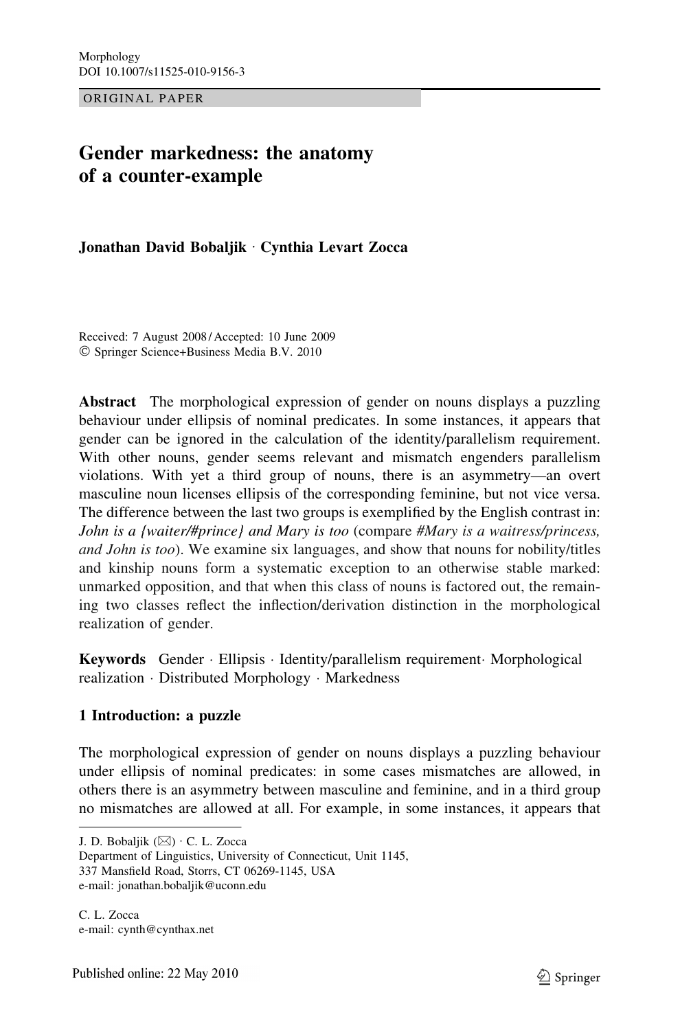Morphology
DOI 10.1007/s11525-010-9156-3

ORIGINAL PAPER

# Gender markedness: the anatomy of a counter-example

**Jonathan David Bobaljik · Cynthia Levart Zocca**

Received: 7 August 2008 / Accepted: 10 June 2009
© Springer Science+Business Media B.V. 2010

**Abstract** The morphological expression of gender on nouns displays a puzzling behaviour under ellipsis of nominal predicates. In some instances, it appears that gender can be ignored in the calculation of the identity/parallelism requirement. With other nouns, gender seems relevant and mismatch engenders parallelism violations. With yet a third group of nouns, there is an asymmetry—an overt masculine noun licenses ellipsis of the corresponding feminine, but not vice versa. The difference between the last two groups is exemplified by the English contrast in: *John is a {waiter/#prince} and Mary is too* (compare *#Mary is a waitress/princess, and John is too*). We examine six languages, and show that nouns for nobility/titles and kinship nouns form a systematic exception to an otherwise stable marked: unmarked opposition, and that when this class of nouns is factored out, the remaining two classes reflect the inflection/derivation distinction in the morphological realization of gender.

**Keywords** Gender · Ellipsis · Identity/parallelism requirement · Morphological realization · Distributed Morphology · Markedness

## 1 Introduction: a puzzle

The morphological expression of gender on nouns displays a puzzling behaviour under ellipsis of nominal predicates: in some cases mismatches are allowed, in others there is an asymmetry between masculine and feminine, and in a third group no mismatches are allowed at all. For example, in some instances, it appears that

J. D. Bobaljik (✉) · C. L. Zocca
Department of Linguistics, University of Connecticut, Unit 1145,
337 Mansfield Road, Storrs, CT 06269-1145, USA
e-mail: jonathan.bobaljik@uconn.edu

C. L. Zocca
e-mail: cynth@cynthax.net

Published online: 22 May 2010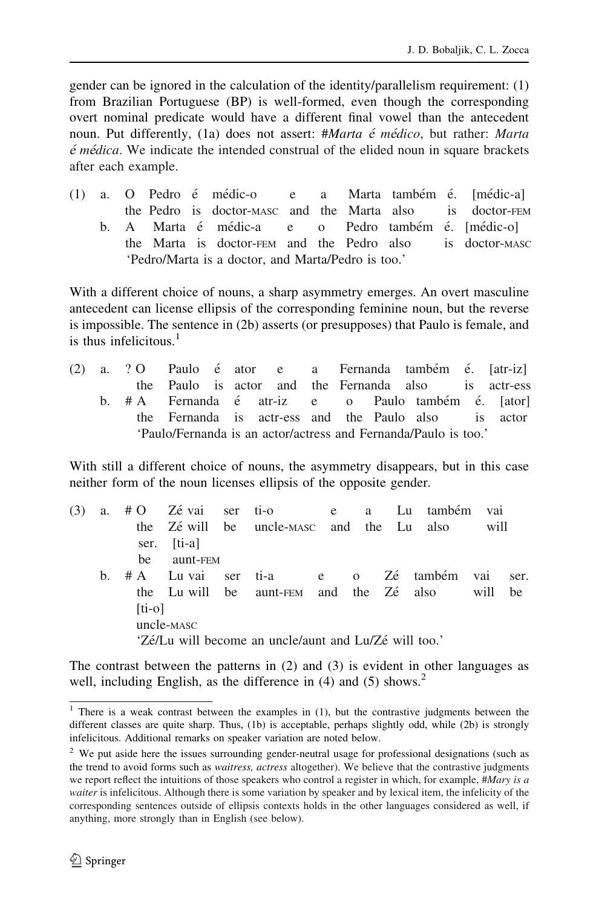gender can be ignored in the calculation of the identity/parallelism requirement: (1) from Brazilian Portuguese (BP) is well-formed, even though the corresponding overt nominal predicate would have a different final vowel than the antecedent noun. Put differently, (1a) does not assert: #*Marta é médico*, but rather: *Marta é médica*. We indicate the intended construal of the elided noun in square brackets after each example.

(1) a. O Pedro é médic-o e a Marta também é. [médic-a]
   the Pedro is doctor-MASC and the Marta also is doctor-FEM
  b. A Marta é médic-a e o Pedro também é. [médic-o]
   the Marta is doctor-FEM and the Pedro also is doctor-MASC
   'Pedro/Marta is a doctor, and Marta/Pedro is too.'

With a different choice of nouns, a sharp asymmetry emerges. An overt masculine antecedent can license ellipsis of the corresponding feminine noun, but the reverse is impossible. The sentence in (2b) asserts (or presupposes) that Paulo is female, and is thus infelicitous.[1]

(2) a. ? O Paulo é ator e a Fernanda também é. [atr-iz]
   the Paulo is actor and the Fernanda also is actr-ess
  b. # A Fernanda é atr-iz e o Paulo também é. [ator]
   the Fernanda is actr-ess and the Paulo also is actor
   'Paulo/Fernanda is an actor/actress and Fernanda/Paulo is too.'

With still a different choice of nouns, the asymmetry disappears, but in this case neither form of the noun licenses ellipsis of the opposite gender.

(3) a. # O Zé vai ser ti-o e a Lu também vai ser. [ti-a]
   the Zé will be uncle-MASC and the Lu also will be aunt-FEM
  b. # A Lu vai ser ti-a e o Zé também vai ser. [ti-o]
   the Lu will be aunt-FEM and the Zé also will be uncle-MASC
   'Zé/Lu will become an uncle/aunt and Lu/Zé will too.'

The contrast between the patterns in (2) and (3) is evident in other languages as well, including English, as the difference in (4) and (5) shows.[2]

---

[1] There is a weak contrast between the examples in (1), but the contrastive judgments between the different classes are quite sharp. Thus, (1b) is acceptable, perhaps slightly odd, while (2b) is strongly infelicitous. Additional remarks on speaker variation are noted below.

[2] We put aside here the issues surrounding gender-neutral usage for professional designations (such as the trend to avoid forms such as *waitress, actress* altogether). We believe that the contrastive judgments we report reflect the intuitions of those speakers who control a register in which, for example, #*Mary is a waiter* is infelicitous. Although there is some variation by speaker and by lexical item, the infelicity of the corresponding sentences outside of ellipsis contexts holds in the other languages considered as well, if anything, more strongly than in English (see below).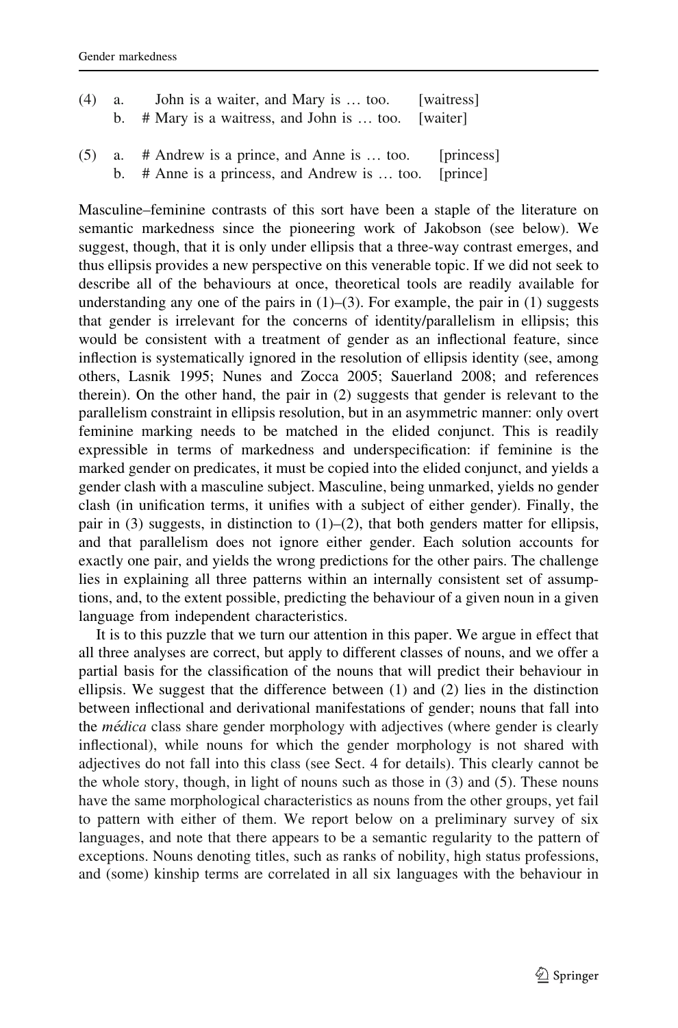(4) a. John is a waiter, and Mary is … too. [waitress]
    b. # Mary is a waitress, and John is … too. [waiter]

(5) a. # Andrew is a prince, and Anne is … too. [princess]
    b. # Anne is a princess, and Andrew is … too. [prince]

Masculine–feminine contrasts of this sort have been a staple of the literature on semantic markedness since the pioneering work of Jakobson (see below). We suggest, though, that it is only under ellipsis that a three-way contrast emerges, and thus ellipsis provides a new perspective on this venerable topic. If we did not seek to describe all of the behaviours at once, theoretical tools are readily available for understanding any one of the pairs in (1)–(3). For example, the pair in (1) suggests that gender is irrelevant for the concerns of identity/parallelism in ellipsis; this would be consistent with a treatment of gender as an inflectional feature, since inflection is systematically ignored in the resolution of ellipsis identity (see, among others, Lasnik 1995; Nunes and Zocca 2005; Sauerland 2008; and references therein). On the other hand, the pair in (2) suggests that gender is relevant to the parallelism constraint in ellipsis resolution, but in an asymmetric manner: only overt feminine marking needs to be matched in the elided conjunct. This is readily expressible in terms of markedness and underspecification: if feminine is the marked gender on predicates, it must be copied into the elided conjunct, and yields a gender clash with a masculine subject. Masculine, being unmarked, yields no gender clash (in unification terms, it unifies with a subject of either gender). Finally, the pair in (3) suggests, in distinction to (1)–(2), that both genders matter for ellipsis, and that parallelism does not ignore either gender. Each solution accounts for exactly one pair, and yields the wrong predictions for the other pairs. The challenge lies in explaining all three patterns within an internally consistent set of assumptions, and, to the extent possible, predicting the behaviour of a given noun in a given language from independent characteristics.

It is to this puzzle that we turn our attention in this paper. We argue in effect that all three analyses are correct, but apply to different classes of nouns, and we offer a partial basis for the classification of the nouns that will predict their behaviour in ellipsis. We suggest that the difference between (1) and (2) lies in the distinction between inflectional and derivational manifestations of gender; nouns that fall into the *médica* class share gender morphology with adjectives (where gender is clearly inflectional), while nouns for which the gender morphology is not shared with adjectives do not fall into this class (see Sect. 4 for details). This clearly cannot be the whole story, though, in light of nouns such as those in (3) and (5). These nouns have the same morphological characteristics as nouns from the other groups, yet fail to pattern with either of them. We report below on a preliminary survey of six languages, and note that there appears to be a semantic regularity to the pattern of exceptions. Nouns denoting titles, such as ranks of nobility, high status professions, and (some) kinship terms are correlated in all six languages with the behaviour in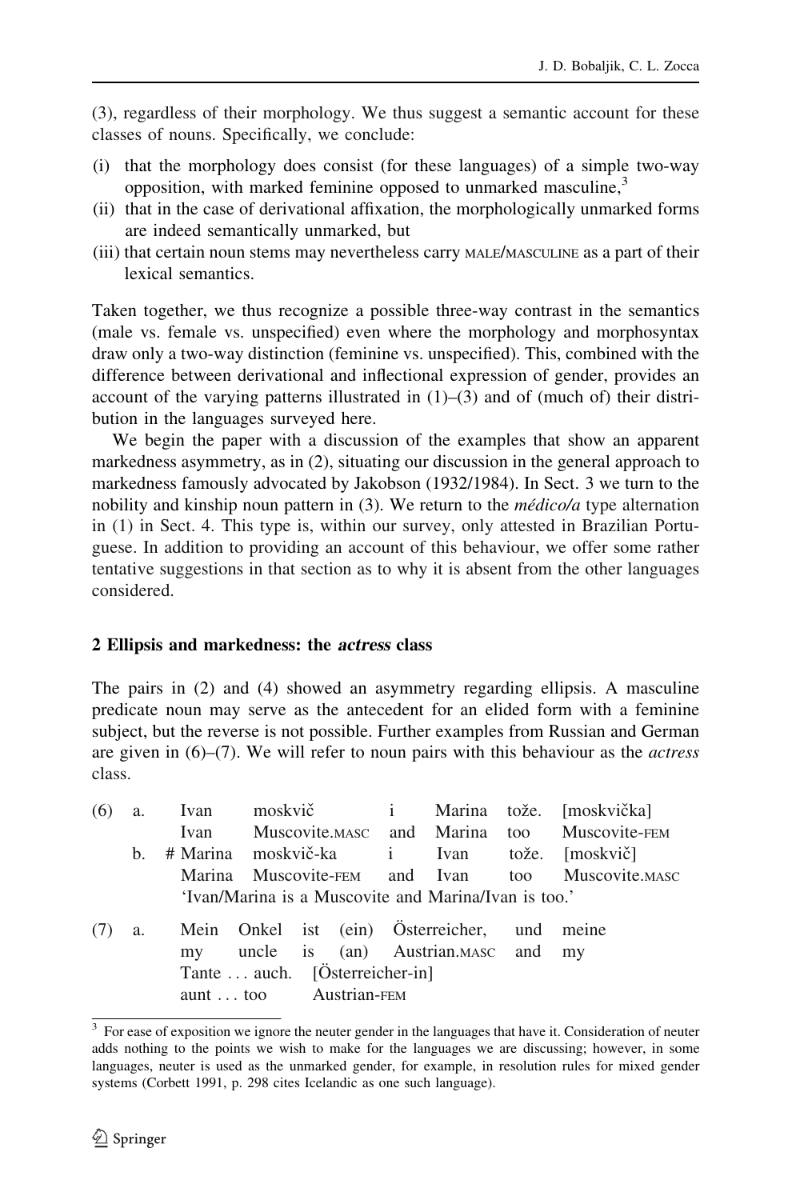(3), regardless of their morphology. We thus suggest a semantic account for these classes of nouns. Specifically, we conclude:

(i) that the morphology does consist (for these languages) of a simple two-way opposition, with marked feminine opposed to unmarked masculine,[3]
(ii) that in the case of derivational affixation, the morphologically unmarked forms are indeed semantically unmarked, but
(iii) that certain noun stems may nevertheless carry MALE/MASCULINE as a part of their lexical semantics.

Taken together, we thus recognize a possible three-way contrast in the semantics (male vs. female vs. unspecified) even where the morphology and morphosyntax draw only a two-way distinction (feminine vs. unspecified). This, combined with the difference between derivational and inflectional expression of gender, provides an account of the varying patterns illustrated in (1)–(3) and of (much of) their distribution in the languages surveyed here.

We begin the paper with a discussion of the examples that show an apparent markedness asymmetry, as in (2), situating our discussion in the general approach to markedness famously advocated by Jakobson (1932/1984). In Sect. 3 we turn to the nobility and kinship noun pattern in (3). We return to the *médico/a* type alternation in (1) in Sect. 4. This type is, within our survey, only attested in Brazilian Portuguese. In addition to providing an account of this behaviour, we offer some rather tentative suggestions in that section as to why it is absent from the other languages considered.

## 2 Ellipsis and markedness: the *actress* class

The pairs in (2) and (4) showed an asymmetry regarding ellipsis. A masculine predicate noun may serve as the antecedent for an elided form with a feminine subject, but the reverse is not possible. Further examples from Russian and German are given in (6)–(7). We will refer to noun pairs with this behaviour as the *actress* class.

(6) a. Ivan moskvič i Marina tože. [moskvička]
  Ivan Muscovite.MASC and Marina too Muscovite-FEM
 b. # Marina moskvič-ka i Ivan tože. [moskvič]
  Marina Muscovite-FEM and Ivan too Muscovite.MASC
  'Ivan/Marina is a Muscovite and Marina/Ivan is too.'

(7) a. Mein Onkel ist (ein) Österreicher, und meine
  my uncle is (an) Austrian.MASC and my
  Tante … auch. [Österreicher-in]
  aunt … too Austrian-FEM

[3] For ease of exposition we ignore the neuter gender in the languages that have it. Consideration of neuter adds nothing to the points we wish to make for the languages we are discussing; however, in some languages, neuter is used as the unmarked gender, for example, in resolution rules for mixed gender systems (Corbett 1991, p. 298 cites Icelandic as one such language).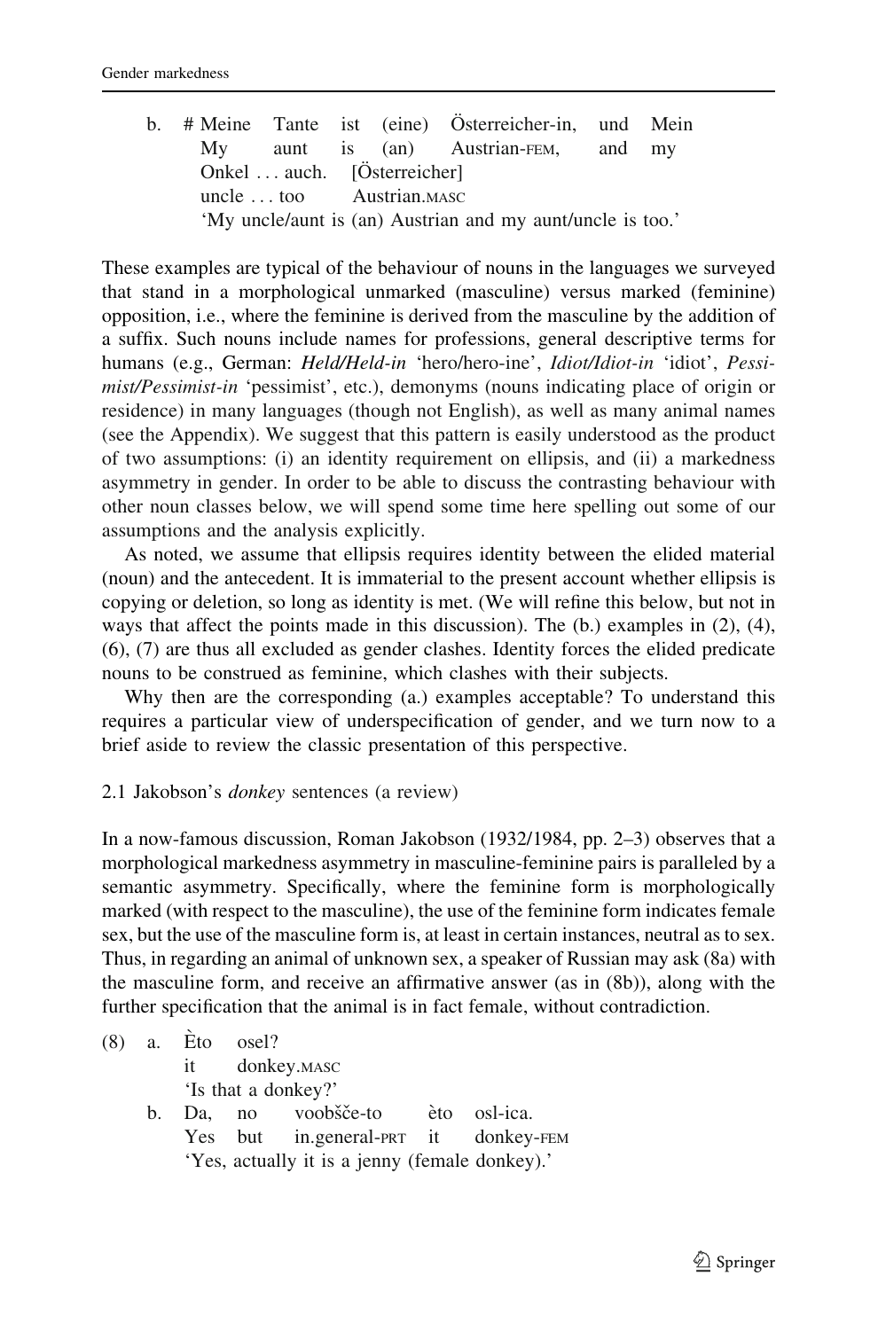b. # Meine Tante ist (eine) Österreicher-in, und Mein
   My aunt is (an) Austrian-FEM, and my
   Onkel … auch. [Österreicher]
   uncle … too Austrian.MASC
   'My uncle/aunt is (an) Austrian and my aunt/uncle is too.'

These examples are typical of the behaviour of nouns in the languages we surveyed that stand in a morphological unmarked (masculine) versus marked (feminine) opposition, i.e., where the feminine is derived from the masculine by the addition of a suffix. Such nouns include names for professions, general descriptive terms for humans (e.g., German: *Held/Held-in* 'hero/hero-ine', *Idiot/Idiot-in* 'idiot', *Pessimist/Pessimist-in* 'pessimist', etc.), demonyms (nouns indicating place of origin or residence) in many languages (though not English), as well as many animal names (see the Appendix). We suggest that this pattern is easily understood as the product of two assumptions: (i) an identity requirement on ellipsis, and (ii) a markedness asymmetry in gender. In order to be able to discuss the contrasting behaviour with other noun classes below, we will spend some time here spelling out some of our assumptions and the analysis explicitly.

As noted, we assume that ellipsis requires identity between the elided material (noun) and the antecedent. It is immaterial to the present account whether ellipsis is copying or deletion, so long as identity is met. (We will refine this below, but not in ways that affect the points made in this discussion). The (b.) examples in (2), (4), (6), (7) are thus all excluded as gender clashes. Identity forces the elided predicate nouns to be construed as feminine, which clashes with their subjects.

Why then are the corresponding (a.) examples acceptable? To understand this requires a particular view of underspecification of gender, and we turn now to a brief aside to review the classic presentation of this perspective.

### 2.1 Jakobson's *donkey* sentences (a review)

In a now-famous discussion, Roman Jakobson (1932/1984, pp. 2–3) observes that a morphological markedness asymmetry in masculine-feminine pairs is paralleled by a semantic asymmetry. Specifically, where the feminine form is morphologically marked (with respect to the masculine), the use of the feminine form indicates female sex, but the use of the masculine form is, at least in certain instances, neutral as to sex. Thus, in regarding an animal of unknown sex, a speaker of Russian may ask (8a) with the masculine form, and receive an affirmative answer (as in (8b)), along with the further specification that the animal is in fact female, without contradiction.

(8) a. Èto osel?
   it donkey.MASC
   'Is that a donkey?'

b. Da, no voobšče-to èto osl-ica.
   Yes but in.general-PRT it donkey-FEM
   'Yes, actually it is a jenny (female donkey).'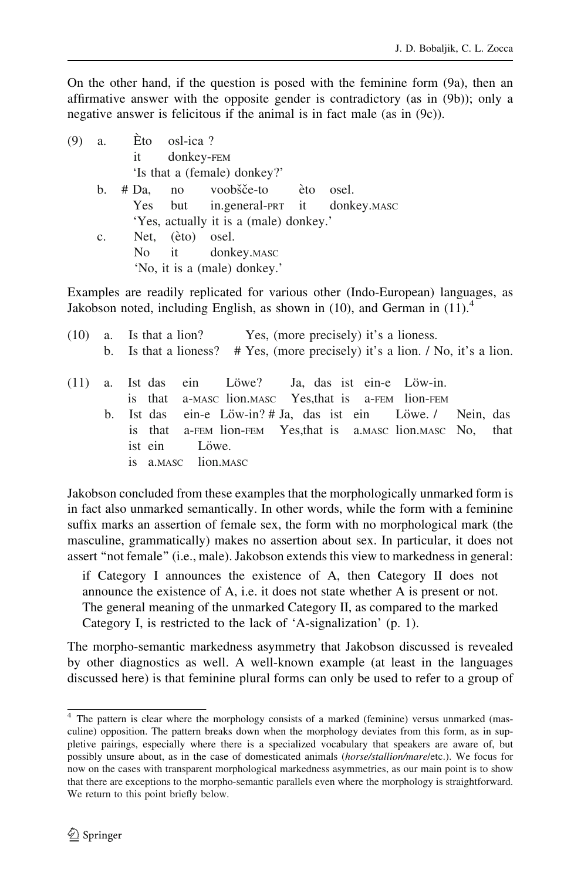On the other hand, if the question is posed with the feminine form (9a), then an affirmative answer with the opposite gender is contradictory (as in (9b)); only a negative answer is felicitous if the animal is in fact male (as in (9c)).

(9) a. Èto osl-ica ?
 it donkey-FEM
 'Is that a (female) donkey?'

 b. # Da, no voobšče-to èto osel.
 Yes but in.general-PRT it donkey.MASC
 'Yes, actually it is a (male) donkey.'

 c. Net, (èto) osel.
 No it donkey.MASC
 'No, it is a (male) donkey.'

Examples are readily replicated for various other (Indo-European) languages, as Jakobson noted, including English, as shown in (10), and German in (11).[4]

(10) a. Is that a lion? Yes, (more precisely) it's a lioness.
 b. Is that a lioness? # Yes, (more precisely) it's a lion. / No, it's a lion.

(11) a. Ist das ein Löwe? Ja, das ist ein-e Löw-in.
 is that a-MASC lion.MASC Yes,that is a-FEM lion-FEM

 b. Ist das ein-e Löw-in? # Ja, das ist ein Löwe. / Nein, das ist ein Löwe.
 is that a-FEM lion-FEM Yes,that is a.MASC lion.MASC No, that is a.MASC lion.MASC

Jakobson concluded from these examples that the morphologically unmarked form is in fact also unmarked semantically. In other words, while the form with a feminine suffix marks an assertion of female sex, the form with no morphological mark (the masculine, grammatically) makes no assertion about sex. In particular, it does not assert "not female" (i.e., male). Jakobson extends this view to markedness in general:

> if Category I announces the existence of A, then Category II does not announce the existence of A, i.e. it does not state whether A is present or not. The general meaning of the unmarked Category II, as compared to the marked Category I, is restricted to the lack of 'A-signalization' (p. 1).

The morpho-semantic markedness asymmetry that Jakobson discussed is revealed by other diagnostics as well. A well-known example (at least in the languages discussed here) is that feminine plural forms can only be used to refer to a group of

[4] The pattern is clear where the morphology consists of a marked (feminine) versus unmarked (masculine) opposition. The pattern breaks down when the morphology deviates from this form, as in suppletive pairings, especially where there is a specialized vocabulary that speakers are aware of, but possibly unsure about, as in the case of domesticated animals (*horse/stallion/mare*/etc.). We focus for now on the cases with transparent morphological markedness asymmetries, as our main point is to show that there are exceptions to the morpho-semantic parallels even where the morphology is straightforward. We return to this point briefly below.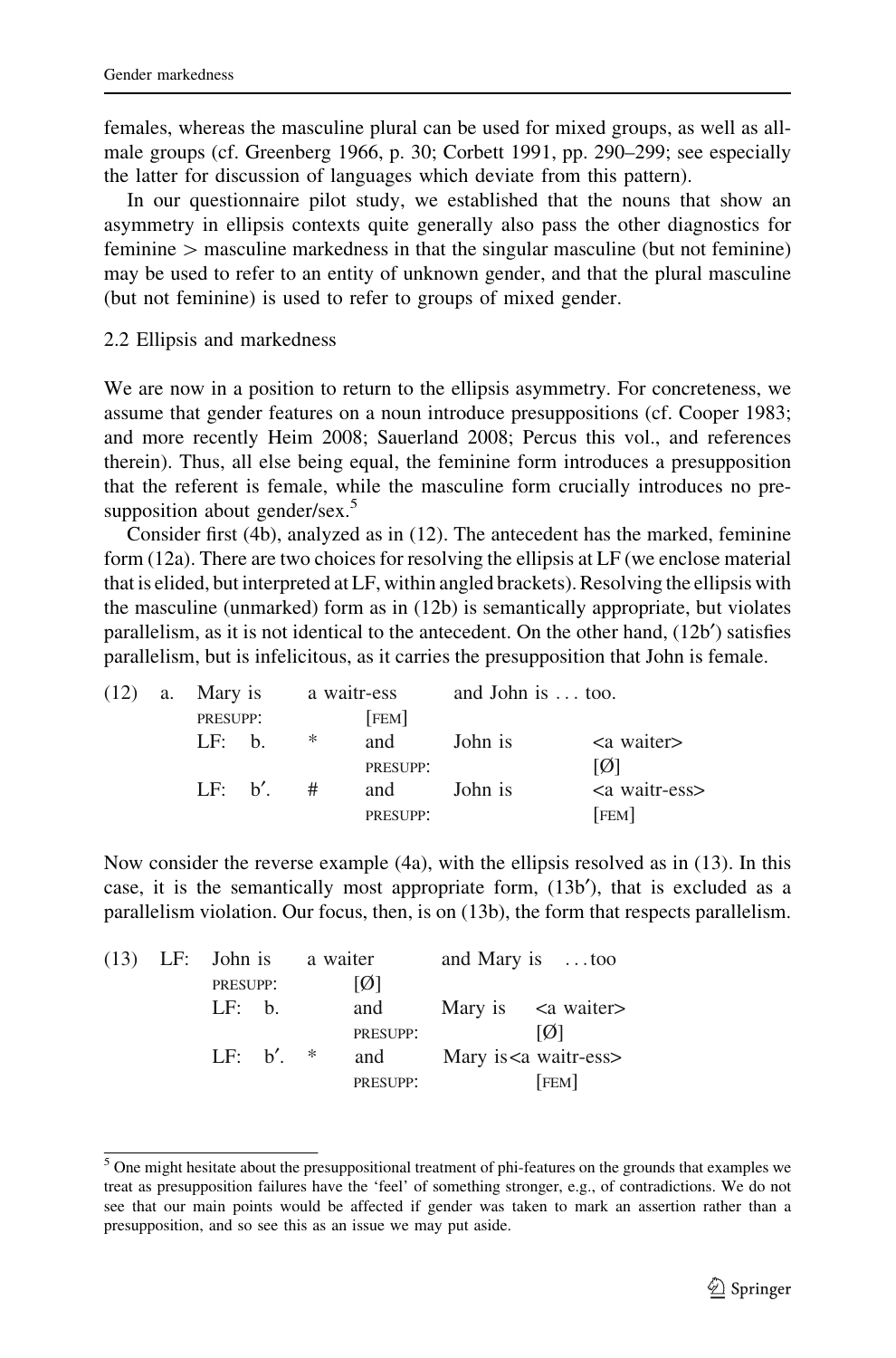females, whereas the masculine plural can be used for mixed groups, as well as all-male groups (cf. Greenberg 1966, p. 30; Corbett 1991, pp. 290–299; see especially the latter for discussion of languages which deviate from this pattern).

In our questionnaire pilot study, we established that the nouns that show an asymmetry in ellipsis contexts quite generally also pass the other diagnostics for feminine > masculine markedness in that the singular masculine (but not feminine) may be used to refer to an entity of unknown gender, and that the plural masculine (but not feminine) is used to refer to groups of mixed gender.

### 2.2 Ellipsis and markedness

We are now in a position to return to the ellipsis asymmetry. For concreteness, we assume that gender features on a noun introduce presuppositions (cf. Cooper 1983; and more recently Heim 2008; Sauerland 2008; Percus this vol., and references therein). Thus, all else being equal, the feminine form introduces a presupposition that the referent is female, while the masculine form crucially introduces no presupposition about gender/sex.[5]

Consider first (4b), analyzed as in (12). The antecedent has the marked, feminine form (12a). There are two choices for resolving the ellipsis at LF (we enclose material that is elided, but interpreted at LF, within angled brackets). Resolving the ellipsis with the masculine (unmarked) form as in (12b) is semantically appropriate, but violates parallelism, as it is not identical to the antecedent. On the other hand, (12b′) satisfies parallelism, but is infelicitous, as it carries the presupposition that John is female.

```
(12)  a.  Mary is       a waitr-ess      and John is ... too.
          PRESUPP:        [FEM]
          LF:  b.   *     and        John is      <a waiter>
                          PRESUPP:                [Ø]
          LF:  b′.  #     and        John is      <a waitr-ess>
                          PRESUPP:                [FEM]
```

Now consider the reverse example (4a), with the ellipsis resolved as in (13). In this case, it is the semantically most appropriate form, (13b′), that is excluded as a parallelism violation. Our focus, then, is on (13b), the form that respects parallelism.

```
(13)  LF:  John is      a waiter       and Mary is  ...too
           PRESUPP:       [Ø]
           LF:  b.        and          Mary is    <a waiter>
                          PRESUPP:                [Ø]
           LF:  b′.  *    and          Mary is<a waitr-ess>
                          PRESUPP:                [FEM]
```

---

[5] One might hesitate about the presuppositional treatment of phi-features on the grounds that examples we treat as presupposition failures have the 'feel' of something stronger, e.g., of contradictions. We do not see that our main points would be affected if gender was taken to mark an assertion rather than a presupposition, and so see this as an issue we may put aside.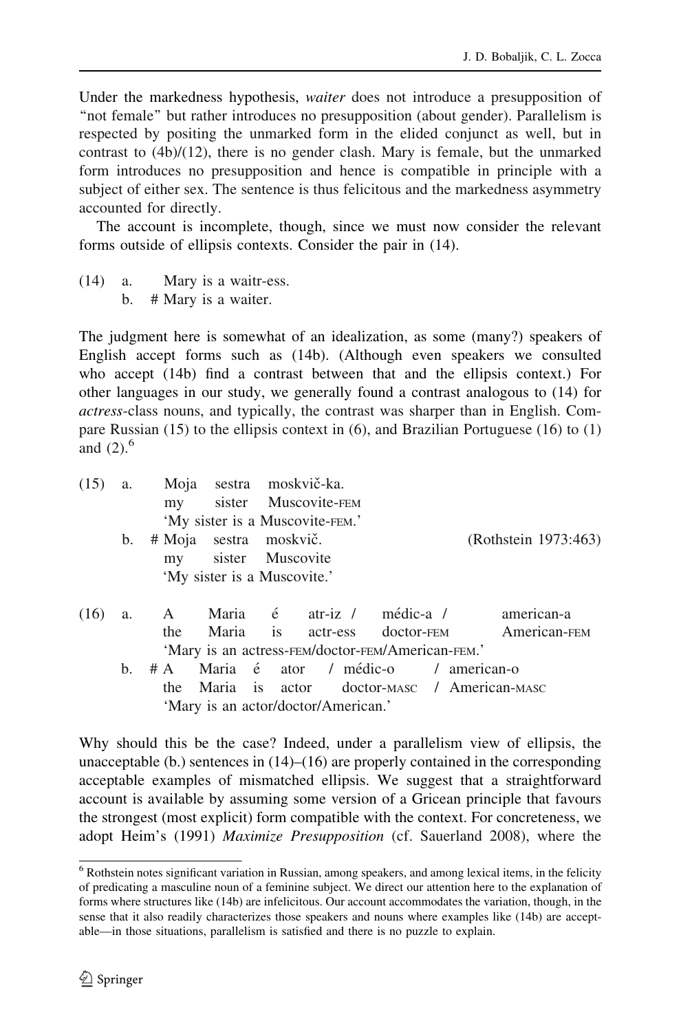Under the markedness hypothesis, *waiter* does not introduce a presupposition of "not female" but rather introduces no presupposition (about gender). Parallelism is respected by positing the unmarked form in the elided conjunct as well, but in contrast to (4b)/(12), there is no gender clash. Mary is female, but the unmarked form introduces no presupposition and hence is compatible in principle with a subject of either sex. The sentence is thus felicitous and the markedness asymmetry accounted for directly.

The account is incomplete, though, since we must now consider the relevant forms outside of ellipsis contexts. Consider the pair in (14).

(14) a. Mary is a waitr-ess.
 b. # Mary is a waiter.

The judgment here is somewhat of an idealization, as some (many?) speakers of English accept forms such as (14b). (Although even speakers we consulted who accept (14b) find a contrast between that and the ellipsis context.) For other languages in our study, we generally found a contrast analogous to (14) for *actress*-class nouns, and typically, the contrast was sharper than in English. Compare Russian (15) to the ellipsis context in (6), and Brazilian Portuguese (16) to (1) and (2).[6]

(15) a. Moja sestra moskvič-ka.
 my sister Muscovite-FEM
 'My sister is a Muscovite-FEM.'
 b. # Moja sestra moskvič. (Rothstein 1973:463)
 my sister Muscovite
 'My sister is a Muscovite.'

(16) a. A Maria é atr-iz / médic-a / american-a
 the Maria is actr-ess doctor-FEM American-FEM
 'Mary is an actress-FEM/doctor-FEM/American-FEM.'
 b. # A Maria é ator / médic-o / american-o
 the Maria is actor doctor-MASC / American-MASC
 'Mary is an actor/doctor/American.'

Why should this be the case? Indeed, under a parallelism view of ellipsis, the unacceptable (b.) sentences in (14)–(16) are properly contained in the corresponding acceptable examples of mismatched ellipsis. We suggest that a straightforward account is available by assuming some version of a Gricean principle that favours the strongest (most explicit) form compatible with the context. For concreteness, we adopt Heim's (1991) *Maximize Presupposition* (cf. Sauerland 2008), where the

[6] Rothstein notes significant variation in Russian, among speakers, and among lexical items, in the felicity of predicating a masculine noun of a feminine subject. We direct our attention here to the explanation of forms where structures like (14b) are infelicitous. Our account accommodates the variation, though, in the sense that it also readily characterizes those speakers and nouns where examples like (14b) are acceptable—in those situations, parallelism is satisfied and there is no puzzle to explain.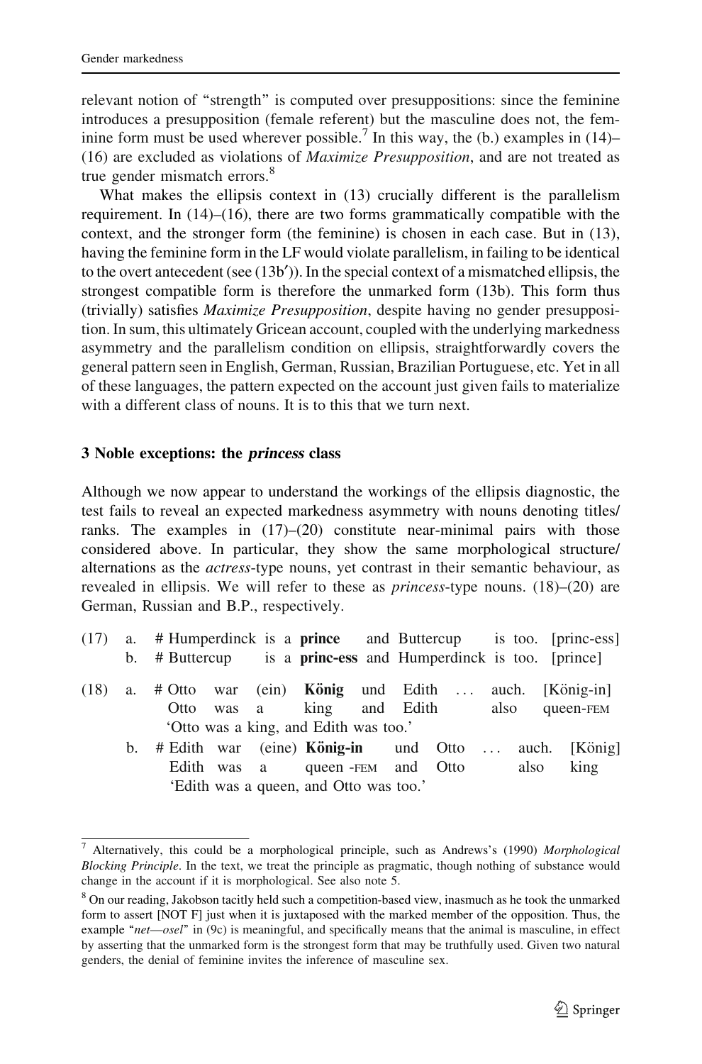relevant notion of "strength" is computed over presuppositions: since the feminine introduces a presupposition (female referent) but the masculine does not, the feminine form must be used wherever possible.[7] In this way, the (b.) examples in (14)–(16) are excluded as violations of *Maximize Presupposition*, and are not treated as true gender mismatch errors.[8]

What makes the ellipsis context in (13) crucially different is the parallelism requirement. In (14)–(16), there are two forms grammatically compatible with the context, and the stronger form (the feminine) is chosen in each case. But in (13), having the feminine form in the LF would violate parallelism, in failing to be identical to the overt antecedent (see (13b′)). In the special context of a mismatched ellipsis, the strongest compatible form is therefore the unmarked form (13b). This form thus (trivially) satisfies *Maximize Presupposition*, despite having no gender presupposition. In sum, this ultimately Gricean account, coupled with the underlying markedness asymmetry and the parallelism condition on ellipsis, straightforwardly covers the general pattern seen in English, German, Russian, Brazilian Portuguese, etc. Yet in all of these languages, the pattern expected on the account just given fails to materialize with a different class of nouns. It is to this that we turn next.

## 3 Noble exceptions: the *princess* class

Although we now appear to understand the workings of the ellipsis diagnostic, the test fails to reveal an expected markedness asymmetry with nouns denoting titles/ranks. The examples in (17)–(20) constitute near-minimal pairs with those considered above. In particular, they show the same morphological structure/alternations as the *actress*-type nouns, yet contrast in their semantic behaviour, as revealed in ellipsis. We will refer to these as *princess*-type nouns. (18)–(20) are German, Russian and B.P., respectively.

(17) a. # Humperdinck is a **prince** and Buttercup is too. [princ-ess]
  b. # Buttercup is a **princ-ess** and Humperdinck is too. [prince]

(18) a. # Otto war (ein) **König** und Edith … auch. [König-in]
  Otto was a king and Edith also queen-FEM
  'Otto was a king, and Edith was too.'
  b. # Edith war (eine) **König-in** und Otto … auch. [König]
  Edith was a queen -FEM and Otto also king
  'Edith was a queen, and Otto was too.'

---

[7] Alternatively, this could be a morphological principle, such as Andrews's (1990) *Morphological Blocking Principle*. In the text, we treat the principle as pragmatic, though nothing of substance would change in the account if it is morphological. See also note 5.

[8] On our reading, Jakobson tacitly held such a competition-based view, inasmuch as he took the unmarked form to assert [NOT F] just when it is juxtaposed with the marked member of the opposition. Thus, the example "*net—osel*" in (9c) is meaningful, and specifically means that the animal is masculine, in effect by asserting that the unmarked form is the strongest form that may be truthfully used. Given two natural genders, the denial of feminine invites the inference of masculine sex.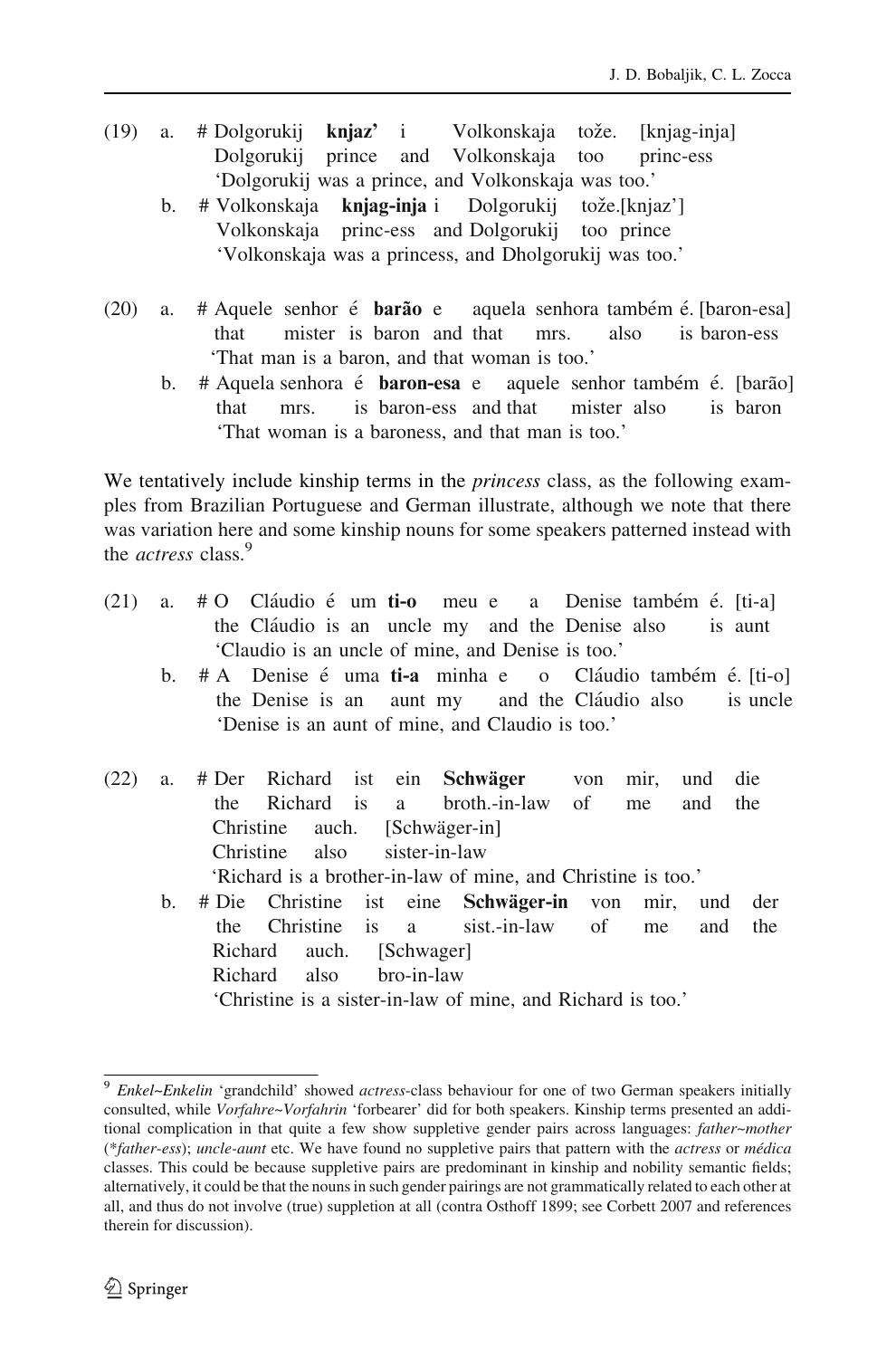(19) a. # Dolgorukij **knjaz'** i Volkonskaja tože. [knjag-inja]
  Dolgorukij prince and Volkonskaja too princ-ess
  'Dolgorukij was a prince, and Volkonskaja was too.'

  b. # Volkonskaja **knjag-inja** i Dolgorukij tože.[knjaz']
  Volkonskaja princ-ess and Dolgorukij too prince
  'Volkonskaja was a princess, and Dholgorukij was too.'

(20) a. # Aquele senhor é **barão** e aquela senhora também é. [baron-esa]
  that mister is baron and that mrs. also is baron-ess
  'That man is a baron, and that woman is too.'

  b. # Aquela senhora é **baron-esa** e aquele senhor também é. [barão]
  that mrs. is baron-ess and that mister also is baron
  'That woman is a baroness, and that man is too.'

We tentatively include kinship terms in the *princess* class, as the following examples from Brazilian Portuguese and German illustrate, although we note that there was variation here and some kinship nouns for some speakers patterned instead with the *actress* class.[9]

(21) a. # O Cláudio é um **ti-o** meu e a Denise também é. [ti-a]
  the Cláudio is an uncle my and the Denise also is aunt
  'Claudio is an uncle of mine, and Denise is too.'

  b. # A Denise é uma **ti-a** minha e o Cláudio também é. [ti-o]
  the Denise is an aunt my and the Cláudio also is uncle
  'Denise is an aunt of mine, and Claudio is too.'

(22) a. # Der Richard ist ein **Schwäger** von mir, und die Christine auch. [Schwäger-in]
  the Richard is a broth.-in-law of me and the Christine also sister-in-law
  'Richard is a brother-in-law of mine, and Christine is too.'

  b. # Die Christine ist eine **Schwäger-in** von mir, und der Richard auch. [Schwager]
  the Christine is a sist.-in-law of me and the Richard also bro-in-law
  'Christine is a sister-in-law of mine, and Richard is too.'

---

[9] *Enkel~Enkelin* 'grandchild' showed *actress*-class behaviour for one of two German speakers initially consulted, while *Vorfahre~Vorfahrin* 'forbearer' did for both speakers. Kinship terms presented an additional complication in that quite a few show suppletive gender pairs across languages: *father~mother* (**father-ess*); *uncle-aunt* etc. We have found no suppletive pairs that pattern with the *actress* or *médica* classes. This could be because suppletive pairs are predominant in kinship and nobility semantic fields; alternatively, it could be that the nouns in such gender pairings are not grammatically related to each other at all, and thus do not involve (true) suppletion at all (contra Osthoff 1899; see Corbett 2007 and references therein for discussion).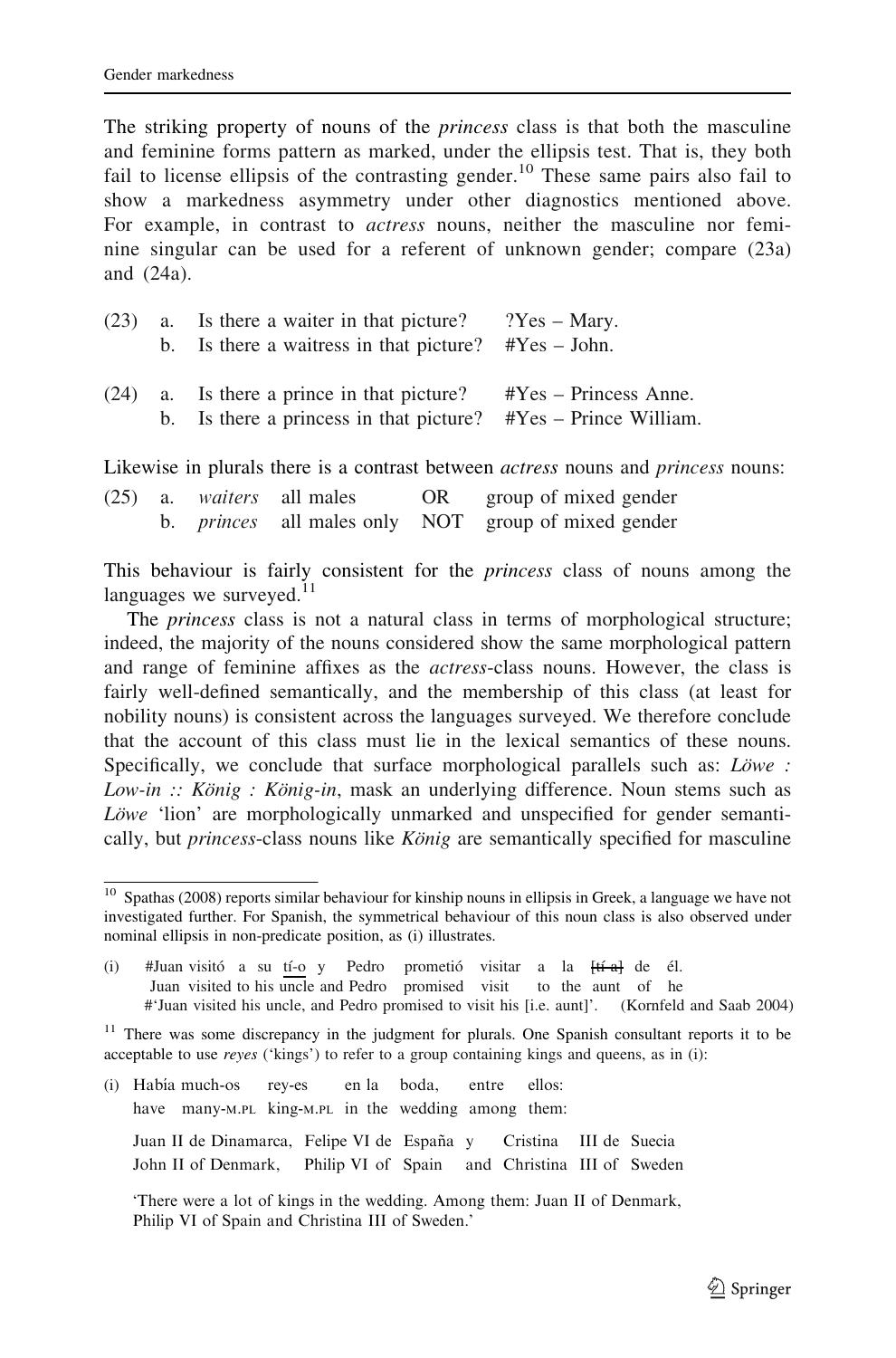The striking property of nouns of the *princess* class is that both the masculine and feminine forms pattern as marked, under the ellipsis test. That is, they both fail to license ellipsis of the contrasting gender.[10] These same pairs also fail to show a markedness asymmetry under other diagnostics mentioned above. For example, in contrast to *actress* nouns, neither the masculine nor feminine singular can be used for a referent of unknown gender; compare (23a) and (24a).

(23) a. Is there a waiter in that picture? ?Yes – Mary.
b. Is there a waitress in that picture? #Yes – John.

(24) a. Is there a prince in that picture? #Yes – Princess Anne.
b. Is there a princess in that picture? #Yes – Prince William.

Likewise in plurals there is a contrast between *actress* nouns and *princess* nouns:

(25) a. *waiters* all males OR group of mixed gender
b. *princes* all males only NOT group of mixed gender

This behaviour is fairly consistent for the *princess* class of nouns among the languages we surveyed.[11]

The *princess* class is not a natural class in terms of morphological structure; indeed, the majority of the nouns considered show the same morphological pattern and range of feminine affixes as the *actress*-class nouns. However, the class is fairly well-defined semantically, and the membership of this class (at least for nobility nouns) is consistent across the languages surveyed. We therefore conclude that the account of this class must lie in the lexical semantics of these nouns. Specifically, we conclude that surface morphological parallels such as: *Löwe : Low-in :: König : König-in*, mask an underlying difference. Noun stems such as *Löwe* 'lion' are morphologically unmarked and unspecified for gender semantically, but *princess*-class nouns like *König* are semantically specified for masculine

---

[10] Spathas (2008) reports similar behaviour for kinship nouns in ellipsis in Greek, a language we have not investigated further. For Spanish, the symmetrical behaviour of this noun class is also observed under nominal ellipsis in non-predicate position, as (i) illustrates.

(i) #Juan visitó a su tí-o y Pedro prometió visitar a la ~~tí-a~~ de él.
Juan visited to his uncle and Pedro promised visit to the aunt of he
#'Juan visited his uncle, and Pedro promised to visit his [i.e. aunt]'. (Kornfeld and Saab 2004)

[11] There was some discrepancy in the judgment for plurals. One Spanish consultant reports it to be acceptable to use *reyes* ('kings') to refer to a group containing kings and queens, as in (i):

(i) Había much-os rey-es en la boda, entre ellos:
have many-M.PL king-M.PL in the wedding among them:

Juan II de Dinamarca, Felipe VI de España y Cristina III de Suecia
John II of Denmark, Philip VI of Spain and Christina III of Sweden

'There were a lot of kings in the wedding. Among them: Juan II of Denmark, Philip VI of Spain and Christina III of Sweden.'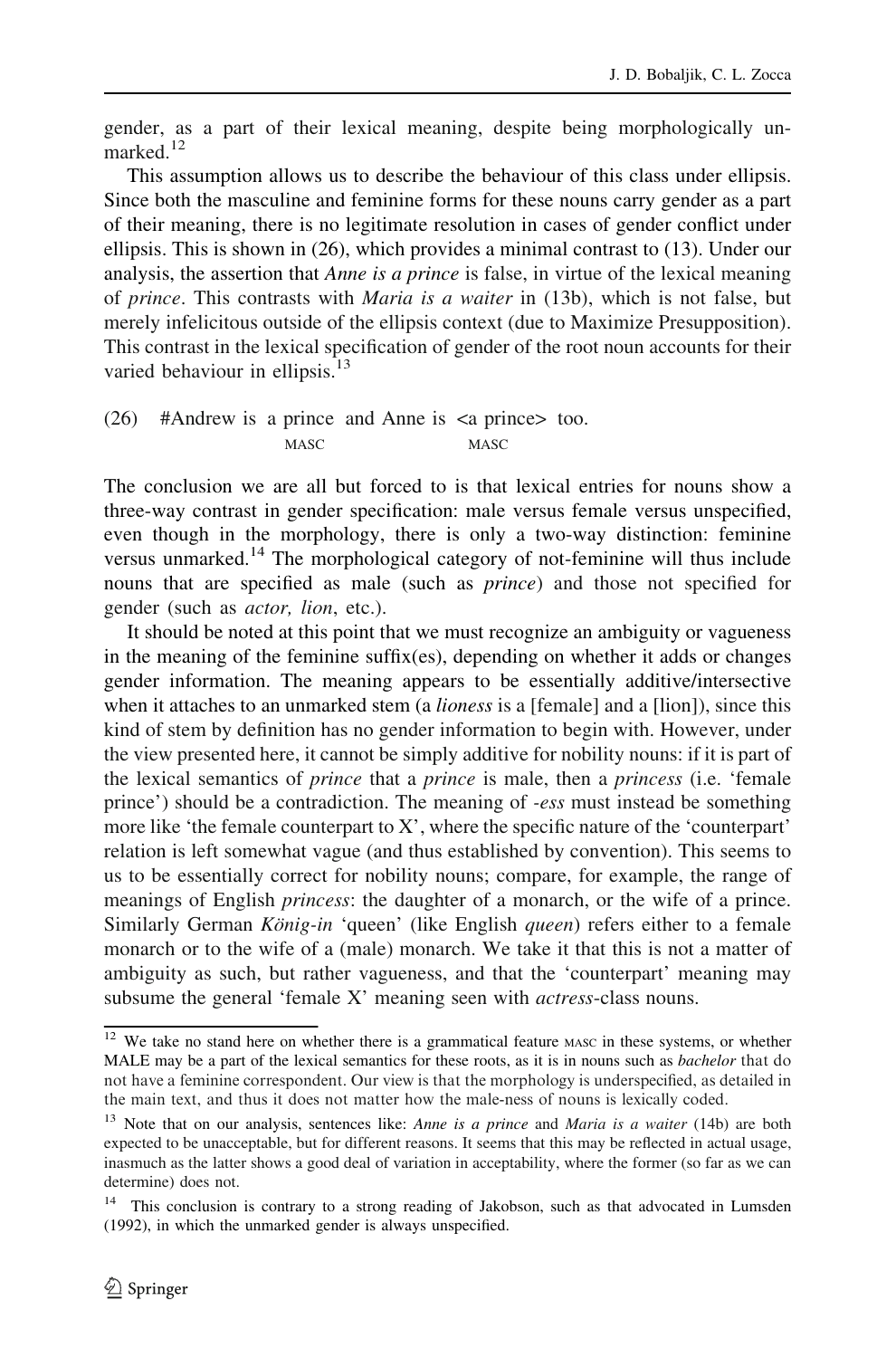gender, as a part of their lexical meaning, despite being morphologically unmarked.[12]

This assumption allows us to describe the behaviour of this class under ellipsis. Since both the masculine and feminine forms for these nouns carry gender as a part of their meaning, there is no legitimate resolution in cases of gender conflict under ellipsis. This is shown in (26), which provides a minimal contrast to (13). Under our analysis, the assertion that *Anne is a prince* is false, in virtue of the lexical meaning of *prince*. This contrasts with *Maria is a waiter* in (13b), which is not false, but merely infelicitous outside of the ellipsis context (due to Maximize Presupposition). This contrast in the lexical specification of gender of the root noun accounts for their varied behaviour in ellipsis.[13]

(26) #Andrew is a prince and Anne is <a prince> too.
MASC MASC

The conclusion we are all but forced to is that lexical entries for nouns show a three-way contrast in gender specification: male versus female versus unspecified, even though in the morphology, there is only a two-way distinction: feminine versus unmarked.[14] The morphological category of not-feminine will thus include nouns that are specified as male (such as *prince*) and those not specified for gender (such as *actor, lion*, etc.).

It should be noted at this point that we must recognize an ambiguity or vagueness in the meaning of the feminine suffix(es), depending on whether it adds or changes gender information. The meaning appears to be essentially additive/intersective when it attaches to an unmarked stem (a *lioness* is a [female] and a [lion]), since this kind of stem by definition has no gender information to begin with. However, under the view presented here, it cannot be simply additive for nobility nouns: if it is part of the lexical semantics of *prince* that a *prince* is male, then a *princess* (i.e. 'female prince') should be a contradiction. The meaning of *-ess* must instead be something more like 'the female counterpart to X', where the specific nature of the 'counterpart' relation is left somewhat vague (and thus established by convention). This seems to us to be essentially correct for nobility nouns; compare, for example, the range of meanings of English *princess*: the daughter of a monarch, or the wife of a prince. Similarly German *König-in* 'queen' (like English *queen*) refers either to a female monarch or to the wife of a (male) monarch. We take it that this is not a matter of ambiguity as such, but rather vagueness, and that the 'counterpart' meaning may subsume the general 'female X' meaning seen with *actress*-class nouns.

---

[12] We take no stand here on whether there is a grammatical feature MASC in these systems, or whether MALE may be a part of the lexical semantics for these roots, as it is in nouns such as *bachelor* that do not have a feminine correspondent. Our view is that the morphology is underspecified, as detailed in the main text, and thus it does not matter how the male-ness of nouns is lexically coded.

[13] Note that on our analysis, sentences like: *Anne is a prince* and *Maria is a waiter* (14b) are both expected to be unacceptable, but for different reasons. It seems that this may be reflected in actual usage, inasmuch as the latter shows a good deal of variation in acceptability, where the former (so far as we can determine) does not.

[14] This conclusion is contrary to a strong reading of Jakobson, such as that advocated in Lumsden (1992), in which the unmarked gender is always unspecified.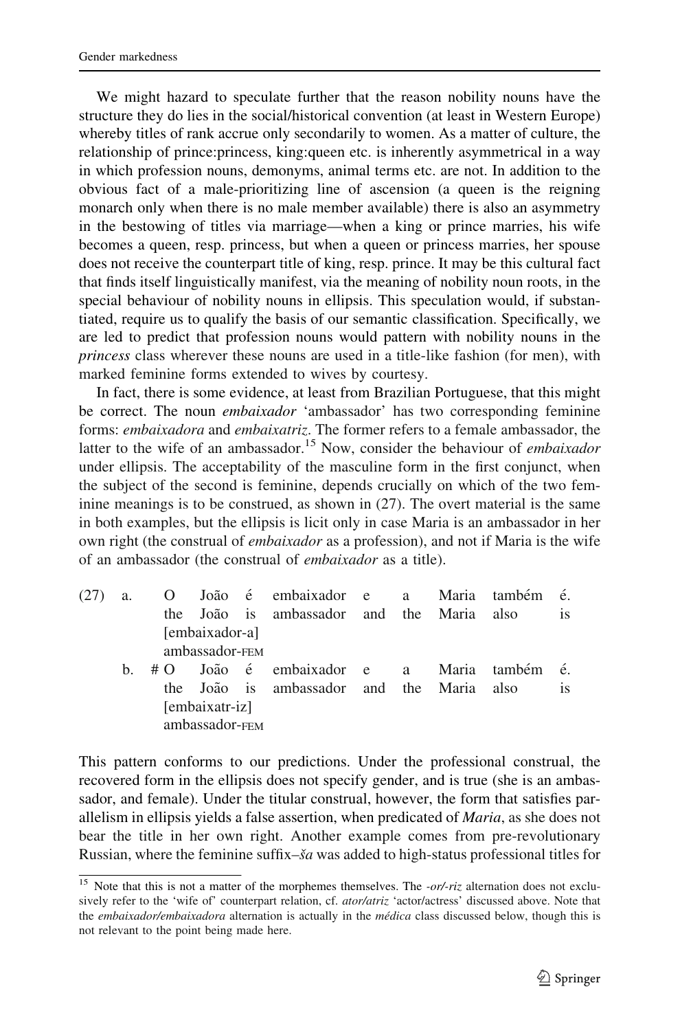We might hazard to speculate further that the reason nobility nouns have the structure they do lies in the social/historical convention (at least in Western Europe) whereby titles of rank accrue only secondarily to women. As a matter of culture, the relationship of prince:princess, king:queen etc. is inherently asymmetrical in a way in which profession nouns, demonyms, animal terms etc. are not. In addition to the obvious fact of a male-prioritizing line of ascension (a queen is the reigning monarch only when there is no male member available) there is also an asymmetry in the bestowing of titles via marriage—when a king or prince marries, his wife becomes a queen, resp. princess, but when a queen or princess marries, her spouse does not receive the counterpart title of king, resp. prince. It may be this cultural fact that finds itself linguistically manifest, via the meaning of nobility noun roots, in the special behaviour of nobility nouns in ellipsis. This speculation would, if substantiated, require us to qualify the basis of our semantic classification. Specifically, we are led to predict that profession nouns would pattern with nobility nouns in the *princess* class wherever these nouns are used in a title-like fashion (for men), with marked feminine forms extended to wives by courtesy.

In fact, there is some evidence, at least from Brazilian Portuguese, that this might be correct. The noun *embaixador* 'ambassador' has two corresponding feminine forms: *embaixadora* and *embaixatriz*. The former refers to a female ambassador, the latter to the wife of an ambassador.[15] Now, consider the behaviour of *embaixador* under ellipsis. The acceptability of the masculine form in the first conjunct, when the subject of the second is feminine, depends crucially on which of the two feminine meanings is to be construed, as shown in (27). The overt material is the same in both examples, but the ellipsis is licit only in case Maria is an ambassador in her own right (the construal of *embaixador* as a profession), and not if Maria is the wife of an ambassador (the construal of *embaixador* as a title).

(27) a. O João é embaixador e a Maria também é.
the João is ambassador and the Maria also is
[embaixador-a]
ambassador-FEM

b. # O João é embaixador e a Maria também é.
the João is ambassador and the Maria also is
[embaixatr-iz]
ambassador-FEM

This pattern conforms to our predictions. Under the professional construal, the recovered form in the ellipsis does not specify gender, and is true (she is an ambassador, and female). Under the titular construal, however, the form that satisfies parallelism in ellipsis yields a false assertion, when predicated of *Maria*, as she does not bear the title in her own right. Another example comes from pre-revolutionary Russian, where the feminine suffix–*ša* was added to high-status professional titles for

---

[15] Note that this is not a matter of the morphemes themselves. The *-or/-riz* alternation does not exclusively refer to the 'wife of' counterpart relation, cf. *ator/atriz* 'actor/actress' discussed above. Note that the *embaixador/embaixadora* alternation is actually in the *médica* class discussed below, though this is not relevant to the point being made here.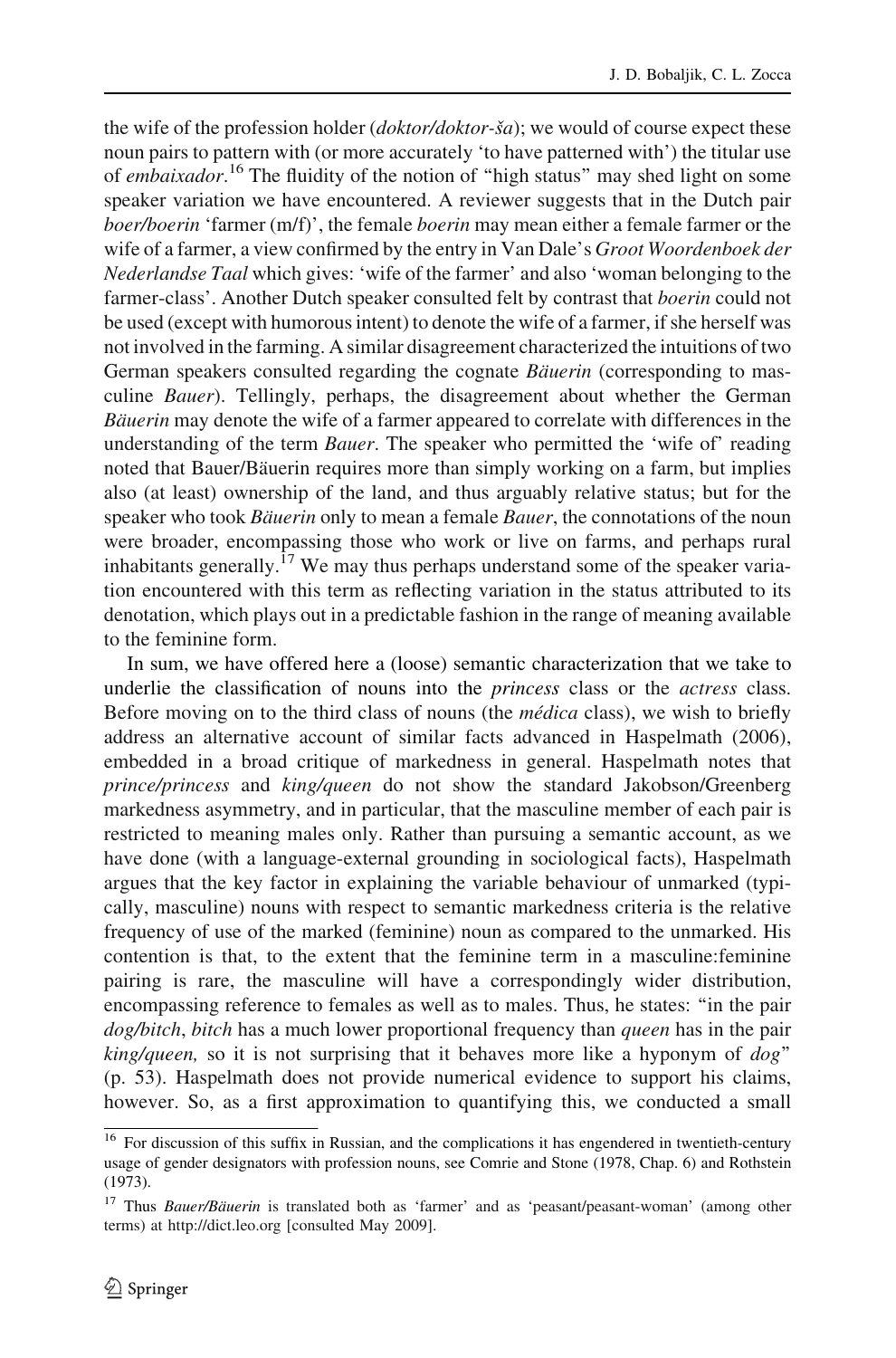the wife of the profession holder (*doktor/doktor-ša*); we would of course expect these noun pairs to pattern with (or more accurately 'to have patterned with') the titular use of *embaixador*.[16] The fluidity of the notion of "high status" may shed light on some speaker variation we have encountered. A reviewer suggests that in the Dutch pair *boer/boerin* 'farmer (m/f)', the female *boerin* may mean either a female farmer or the wife of a farmer, a view confirmed by the entry in Van Dale's *Groot Woordenboek der Nederlandse Taal* which gives: 'wife of the farmer' and also 'woman belonging to the farmer-class'. Another Dutch speaker consulted felt by contrast that *boerin* could not be used (except with humorous intent) to denote the wife of a farmer, if she herself was not involved in the farming. A similar disagreement characterized the intuitions of two German speakers consulted regarding the cognate *Bäuerin* (corresponding to masculine *Bauer*). Tellingly, perhaps, the disagreement about whether the German *Bäuerin* may denote the wife of a farmer appeared to correlate with differences in the understanding of the term *Bauer*. The speaker who permitted the 'wife of' reading noted that Bauer/Bäuerin requires more than simply working on a farm, but implies also (at least) ownership of the land, and thus arguably relative status; but for the speaker who took *Bäuerin* only to mean a female *Bauer*, the connotations of the noun were broader, encompassing those who work or live on farms, and perhaps rural inhabitants generally.[17] We may thus perhaps understand some of the speaker variation encountered with this term as reflecting variation in the status attributed to its denotation, which plays out in a predictable fashion in the range of meaning available to the feminine form.

In sum, we have offered here a (loose) semantic characterization that we take to underlie the classification of nouns into the *princess* class or the *actress* class. Before moving on to the third class of nouns (the *médica* class), we wish to briefly address an alternative account of similar facts advanced in Haspelmath (2006), embedded in a broad critique of markedness in general. Haspelmath notes that *prince/princess* and *king/queen* do not show the standard Jakobson/Greenberg markedness asymmetry, and in particular, that the masculine member of each pair is restricted to meaning males only. Rather than pursuing a semantic account, as we have done (with a language-external grounding in sociological facts), Haspelmath argues that the key factor in explaining the variable behaviour of unmarked (typically, masculine) nouns with respect to semantic markedness criteria is the relative frequency of use of the marked (feminine) noun as compared to the unmarked. His contention is that, to the extent that the feminine term in a masculine:feminine pairing is rare, the masculine will have a correspondingly wider distribution, encompassing reference to females as well as to males. Thus, he states: "in the pair *dog/bitch*, *bitch* has a much lower proportional frequency than *queen* has in the pair *king/queen,* so it is not surprising that it behaves more like a hyponym of *dog*" (p. 53). Haspelmath does not provide numerical evidence to support his claims, however. So, as a first approximation to quantifying this, we conducted a small

[16] For discussion of this suffix in Russian, and the complications it has engendered in twentieth-century usage of gender designators with profession nouns, see Comrie and Stone (1978, Chap. 6) and Rothstein (1973).

[17] Thus *Bauer/Bäuerin* is translated both as 'farmer' and as 'peasant/peasant-woman' (among other terms) at http://dict.leo.org [consulted May 2009].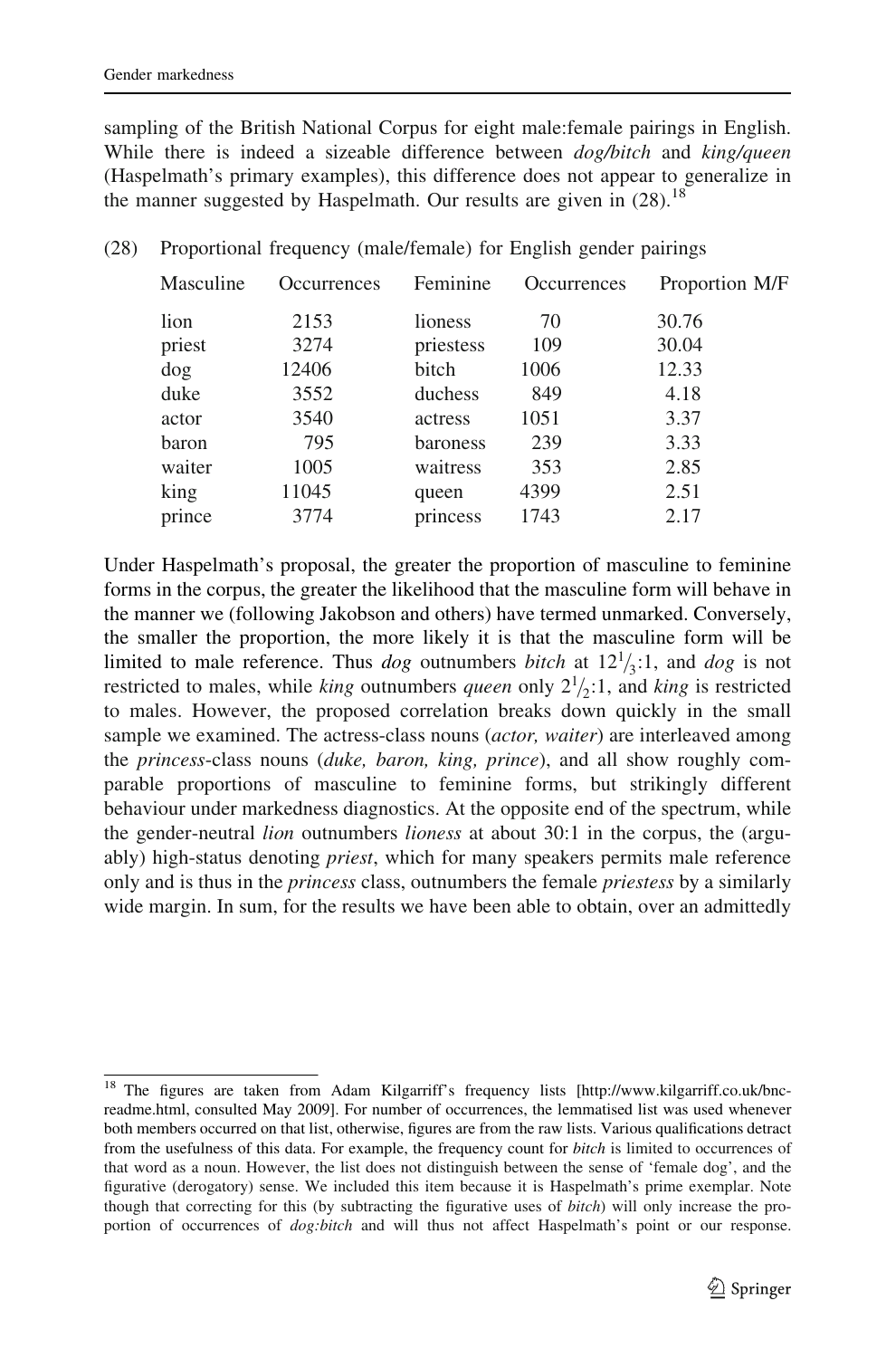sampling of the British National Corpus for eight male:female pairings in English. While there is indeed a sizeable difference between *dog/bitch* and *king/queen* (Haspelmath's primary examples), this difference does not appear to generalize in the manner suggested by Haspelmath. Our results are given in (28).[18]

(28) Proportional frequency (male/female) for English gender pairings

| Masculine | Occurrences | Feminine | Occurrences | Proportion M/F |
|---|---|---|---|---|
| lion | 2153 | lioness | 70 | 30.76 |
| priest | 3274 | priestess | 109 | 30.04 |
| dog | 12406 | bitch | 1006 | 12.33 |
| duke | 3552 | duchess | 849 | 4.18 |
| actor | 3540 | actress | 1051 | 3.37 |
| baron | 795 | baroness | 239 | 3.33 |
| waiter | 1005 | waitress | 353 | 2.85 |
| king | 11045 | queen | 4399 | 2.51 |
| prince | 3774 | princess | 1743 | 2.17 |

Under Haspelmath's proposal, the greater the proportion of masculine to feminine forms in the corpus, the greater the likelihood that the masculine form will behave in the manner we (following Jakobson and others) have termed unmarked. Conversely, the smaller the proportion, the more likely it is that the masculine form will be limited to male reference. Thus *dog* outnumbers *bitch* at $12^1/_3$:1, and *dog* is not restricted to males, while *king* outnumbers *queen* only $2^1/_2$:1, and *king* is restricted to males. However, the proposed correlation breaks down quickly in the small sample we examined. The actress-class nouns (*actor, waiter*) are interleaved among the *princess*-class nouns (*duke, baron, king, prince*), and all show roughly comparable proportions of masculine to feminine forms, but strikingly different behaviour under markedness diagnostics. At the opposite end of the spectrum, while the gender-neutral *lion* outnumbers *lioness* at about 30:1 in the corpus, the (arguably) high-status denoting *priest*, which for many speakers permits male reference only and is thus in the *princess* class, outnumbers the female *priestess* by a similarly wide margin. In sum, for the results we have been able to obtain, over an admittedly

[18] The figures are taken from Adam Kilgarriff's frequency lists [http://www.kilgarriff.co.uk/bnc-readme.html, consulted May 2009]. For number of occurrences, the lemmatised list was used whenever both members occurred on that list, otherwise, figures are from the raw lists. Various qualifications detract from the usefulness of this data. For example, the frequency count for *bitch* is limited to occurrences of that word as a noun. However, the list does not distinguish between the sense of 'female dog', and the figurative (derogatory) sense. We included this item because it is Haspelmath's prime exemplar. Note though that correcting for this (by subtracting the figurative uses of *bitch*) will only increase the proportion of occurrences of *dog:bitch* and will thus not affect Haspelmath's point or our response.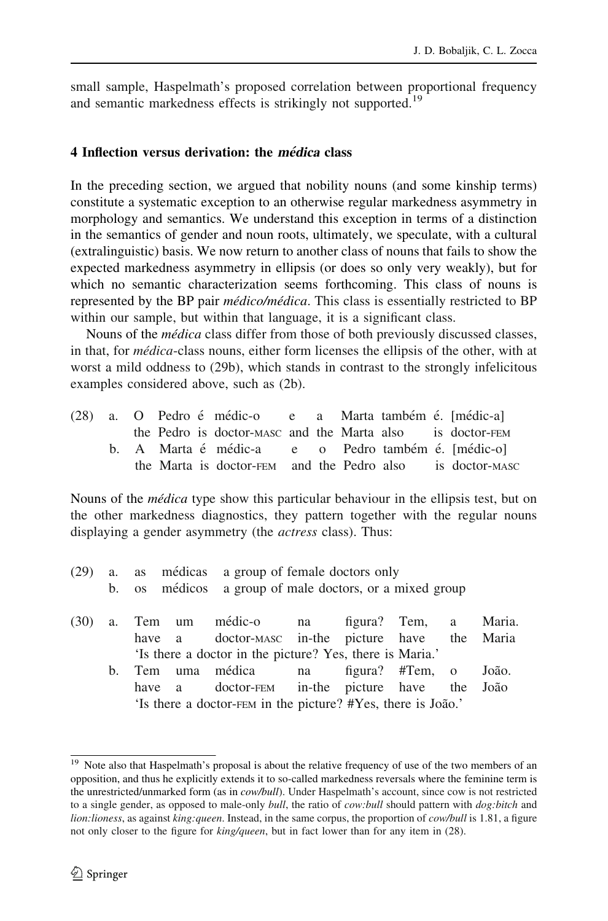small sample, Haspelmath's proposed correlation between proportional frequency and semantic markedness effects is strikingly not supported.[19]

## 4 Inflection versus derivation: the *médica* class

In the preceding section, we argued that nobility nouns (and some kinship terms) constitute a systematic exception to an otherwise regular markedness asymmetry in morphology and semantics. We understand this exception in terms of a distinction in the semantics of gender and noun roots, ultimately, we speculate, with a cultural (extralinguistic) basis. We now return to another class of nouns that fails to show the expected markedness asymmetry in ellipsis (or does so only very weakly), but for which no semantic characterization seems forthcoming. This class of nouns is represented by the BP pair *médico/médica*. This class is essentially restricted to BP within our sample, but within that language, it is a significant class.

Nouns of the *médica* class differ from those of both previously discussed classes, in that, for *médica*-class nouns, either form licenses the ellipsis of the other, with at worst a mild oddness to (29b), which stands in contrast to the strongly infelicitous examples considered above, such as (2b).

(28) a. O Pedro é médic-o e a Marta também é. [médic-a]
 the Pedro is doctor-MASC and the Marta also is doctor-FEM
 b. A Marta é médic-a e o Pedro também é. [médic-o]
 the Marta is doctor-FEM and the Pedro also is doctor-MASC

Nouns of the *médica* type show this particular behaviour in the ellipsis test, but on the other markedness diagnostics, they pattern together with the regular nouns displaying a gender asymmetry (the *actress* class). Thus:

(29) a. as médicas a group of female doctors only
 b. os médicos a group of male doctors, or a mixed group

(30) a. Tem um médic-o na figura? Tem, a Maria.
 have a doctor-MASC in-the picture have the Maria
 'Is there a doctor in the picture? Yes, there is Maria.'
 b. Tem uma médica na figura? #Tem, o João.
 have a doctor-FEM in-the picture have the João
 'Is there a doctor-FEM in the picture? #Yes, there is João.'

---

[19] Note also that Haspelmath's proposal is about the relative frequency of use of the two members of an opposition, and thus he explicitly extends it to so-called markedness reversals where the feminine term is the unrestricted/unmarked form (as in *cow/bull*). Under Haspelmath's account, since cow is not restricted to a single gender, as opposed to male-only *bull*, the ratio of *cow:bull* should pattern with *dog:bitch* and *lion:lioness*, as against *king:queen*. Instead, in the same corpus, the proportion of *cow/bull* is 1.81, a figure not only closer to the figure for *king/queen*, but in fact lower than for any item in (28).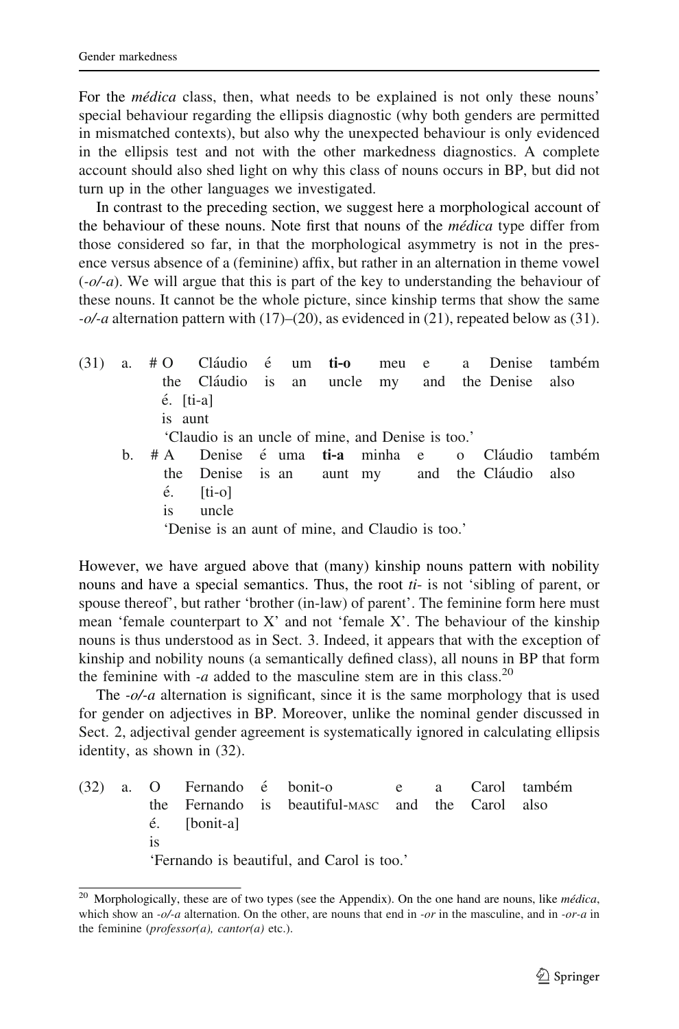For the *médica* class, then, what needs to be explained is not only these nouns' special behaviour regarding the ellipsis diagnostic (why both genders are permitted in mismatched contexts), but also why the unexpected behaviour is only evidenced in the ellipsis test and not with the other markedness diagnostics. A complete account should also shed light on why this class of nouns occurs in BP, but did not turn up in the other languages we investigated.

In contrast to the preceding section, we suggest here a morphological account of the behaviour of these nouns. Note first that nouns of the *médica* type differ from those considered so far, in that the morphological asymmetry is not in the presence versus absence of a (feminine) affix, but rather in an alternation in theme vowel (*-o*/*-a*). We will argue that this is part of the key to understanding the behaviour of these nouns. It cannot be the whole picture, since kinship terms that show the same *-o*/*-a* alternation pattern with (17)–(20), as evidenced in (21), repeated below as (31).

(31) a. # O Cláudio é um **ti-o** meu e a Denise também é. [ti-a]
the Cláudio is an uncle my and the Denise also is aunt
'Claudio is an uncle of mine, and Denise is too.'

b. # A Denise é uma **ti-a** minha e o Cláudio também é. [ti-o]
the Denise is an aunt my and the Cláudio also is uncle
'Denise is an aunt of mine, and Claudio is too.'

However, we have argued above that (many) kinship nouns pattern with nobility nouns and have a special semantics. Thus, the root *ti-* is not 'sibling of parent, or spouse thereof', but rather 'brother (in-law) of parent'. The feminine form here must mean 'female counterpart to X' and not 'female X'. The behaviour of the kinship nouns is thus understood as in Sect. 3. Indeed, it appears that with the exception of kinship and nobility nouns (a semantically defined class), all nouns in BP that form the feminine with *-a* added to the masculine stem are in this class.[20]

The *-o*/*-a* alternation is significant, since it is the same morphology that is used for gender on adjectives in BP. Moreover, unlike the nominal gender discussed in Sect. 2, adjectival gender agreement is systematically ignored in calculating ellipsis identity, as shown in (32).

(32) a. O Fernando é bonit-o e a Carol também é. [bonit-a]
the Fernando is beautiful-MASC and the Carol also is
'Fernando is beautiful, and Carol is too.'

---

[20] Morphologically, these are of two types (see the Appendix). On the one hand are nouns, like *médica*, which show an *-o*/*-a* alternation. On the other, are nouns that end in *-or* in the masculine, and in *-or-a* in the feminine (*professor(a), cantor(a)* etc.).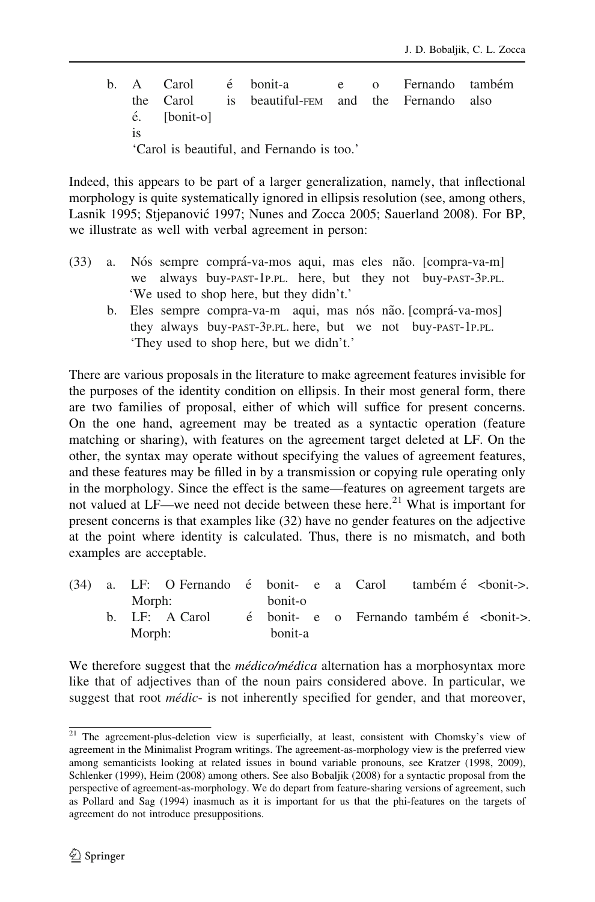b. A Carol é bonit-a e o Fernando também
   the Carol is beautiful-FEM and the Fernando also
   é. [bonit-o]
   is
   'Carol is beautiful, and Fernando is too.'

Indeed, this appears to be part of a larger generalization, namely, that inflectional morphology is quite systematically ignored in ellipsis resolution (see, among others, Lasnik 1995; Stjepanović 1997; Nunes and Zocca 2005; Sauerland 2008). For BP, we illustrate as well with verbal agreement in person:

(33) a. Nós sempre comprá-va-mos aqui, mas eles não. [compra-va-m]
        we always buy-PAST-1P.PL. here, but they not buy-PAST-3P.PL.
        'We used to shop here, but they didn't.'
     b. Eles sempre compra-va-m aqui, mas nós não. [comprá-va-mos]
        they always buy-PAST-3P.PL. here, but we not buy-PAST-1P.PL.
        'They used to shop here, but we didn't.'

There are various proposals in the literature to make agreement features invisible for the purposes of the identity condition on ellipsis. In their most general form, there are two families of proposal, either of which will suffice for present concerns. On the one hand, agreement may be treated as a syntactic operation (feature matching or sharing), with features on the agreement target deleted at LF. On the other, the syntax may operate without specifying the values of agreement features, and these features may be filled in by a transmission or copying rule operating only in the morphology. Since the effect is the same—features on agreement targets are not valued at LF—we need not decide between these here.[21] What is important for present concerns is that examples like (32) have no gender features on the adjective at the point where identity is calculated. Thus, there is no mismatch, and both examples are acceptable.

(34) a. LF: O Fernando é bonit- e a Carol também é <bonit->.
        Morph: bonit-o
     b. LF: A Carol é bonit- e o Fernando também é <bonit->.
        Morph: bonit-a

We therefore suggest that the *médico/médica* alternation has a morphosyntax more like that of adjectives than of the noun pairs considered above. In particular, we suggest that root *médic-* is not inherently specified for gender, and that moreover,

[21] The agreement-plus-deletion view is superficially, at least, consistent with Chomsky's view of agreement in the Minimalist Program writings. The agreement-as-morphology view is the preferred view among semanticists looking at related issues in bound variable pronouns, see Kratzer (1998, 2009), Schlenker (1999), Heim (2008) among others. See also Bobaljik (2008) for a syntactic proposal from the perspective of agreement-as-morphology. We do depart from feature-sharing versions of agreement, such as Pollard and Sag (1994) inasmuch as it is important for us that the phi-features on the targets of agreement do not introduce presuppositions.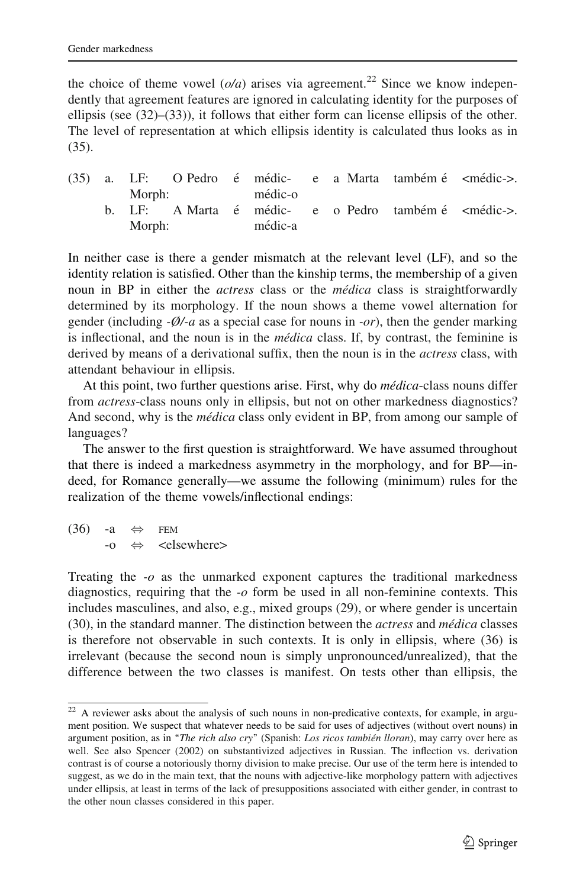the choice of theme vowel (*o/a*) arises via agreement.[22] Since we know independently that agreement features are ignored in calculating identity for the purposes of ellipsis (see (32)–(33)), it follows that either form can license ellipsis of the other. The level of representation at which ellipsis identity is calculated thus looks as in (35).

(35) a. LF: O Pedro é médic- e a Marta também é <médic->.
    Morph: médic-o

  b. LF: A Marta é médic- e o Pedro também é <médic->.
    Morph: médic-a

In neither case is there a gender mismatch at the relevant level (LF), and so the identity relation is satisfied. Other than the kinship terms, the membership of a given noun in BP in either the *actress* class or the *médica* class is straightforwardly determined by its morphology. If the noun shows a theme vowel alternation for gender (including *-Ø/-a* as a special case for nouns in *-or*), then the gender marking is inflectional, and the noun is in the *médica* class. If, by contrast, the feminine is derived by means of a derivational suffix, then the noun is in the *actress* class, with attendant behaviour in ellipsis.

At this point, two further questions arise. First, why do *médica*-class nouns differ from *actress*-class nouns only in ellipsis, but not on other markedness diagnostics? And second, why is the *médica* class only evident in BP, from among our sample of languages?

The answer to the first question is straightforward. We have assumed throughout that there is indeed a markedness asymmetry in the morphology, and for BP—indeed, for Romance generally—we assume the following (minimum) rules for the realization of the theme vowels/inflectional endings:

(36) -a ⇔ FEM
  -o ⇔ <elsewhere>

Treating the *-o* as the unmarked exponent captures the traditional markedness diagnostics, requiring that the *-o* form be used in all non-feminine contexts. This includes masculines, and also, e.g., mixed groups (29), or where gender is uncertain (30), in the standard manner. The distinction between the *actress* and *médica* classes is therefore not observable in such contexts. It is only in ellipsis, where (36) is irrelevant (because the second noun is simply unpronounced/unrealized), that the difference between the two classes is manifest. On tests other than ellipsis, the

---

[22] A reviewer asks about the analysis of such nouns in non-predicative contexts, for example, in argument position. We suspect that whatever needs to be said for uses of adjectives (without overt nouns) in argument position, as in "*The rich also cry*" (Spanish: *Los ricos también lloran*), may carry over here as well. See also Spencer (2002) on substantivized adjectives in Russian. The inflection vs. derivation contrast is of course a notoriously thorny division to make precise. Our use of the term here is intended to suggest, as we do in the main text, that the nouns with adjective-like morphology pattern with adjectives under ellipsis, at least in terms of the lack of presuppositions associated with either gender, in contrast to the other noun classes considered in this paper.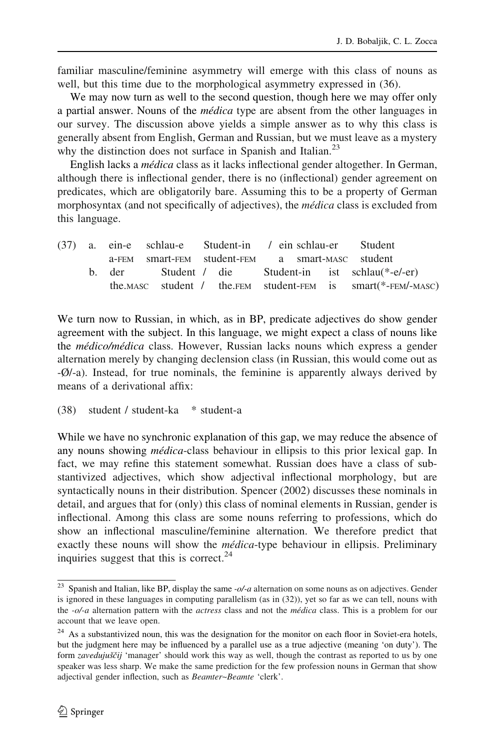familiar masculine/feminine asymmetry will emerge with this class of nouns as well, but this time due to the morphological asymmetry expressed in (36).

We may now turn as well to the second question, though here we may offer only a partial answer. Nouns of the *médica* type are absent from the other languages in our survey. The discussion above yields a simple answer as to why this class is generally absent from English, German and Russian, but we must leave as a mystery why the distinction does not surface in Spanish and Italian.[23]

English lacks a *médica* class as it lacks inflectional gender altogether. In German, although there is inflectional gender, there is no (inflectional) gender agreement on predicates, which are obligatorily bare. Assuming this to be a property of German morphosyntax (and not specifically of adjectives), the *médica* class is excluded from this language.

(37) a. ein-e schlau-e Student-in / ein schlau-er Student
  a-FEM smart-FEM student-FEM  a smart-MASC student

b. der Student / die Student-in ist schlau(*-e/-er)
  the.MASC student / the.FEM student-FEM is smart(*-FEM/-MASC)

We turn now to Russian, in which, as in BP, predicate adjectives do show gender agreement with the subject. In this language, we might expect a class of nouns like the *médico/médica* class. However, Russian lacks nouns which express a gender alternation merely by changing declension class (in Russian, this would come out as -Ø/-a). Instead, for true nominals, the feminine is apparently always derived by means of a derivational affix:

(38) student / student-ka  * student-a

While we have no synchronic explanation of this gap, we may reduce the absence of any nouns showing *médica*-class behaviour in ellipsis to this prior lexical gap. In fact, we may refine this statement somewhat. Russian does have a class of substantivized adjectives, which show adjectival inflectional morphology, but are syntactically nouns in their distribution. Spencer (2002) discusses these nominals in detail, and argues that for (only) this class of nominal elements in Russian, gender is inflectional. Among this class are some nouns referring to professions, which do show an inflectional masculine/feminine alternation. We therefore predict that exactly these nouns will show the *médica*-type behaviour in ellipsis. Preliminary inquiries suggest that this is correct.[24]

---

[23] Spanish and Italian, like BP, display the same *-o/-a* alternation on some nouns as on adjectives. Gender is ignored in these languages in computing parallelism (as in (32)), yet so far as we can tell, nouns with the *-o/-a* alternation pattern with the *actress* class and not the *médica* class. This is a problem for our account that we leave open.

[24] As a substantivized noun, this was the designation for the monitor on each floor in Soviet-era hotels, but the judgment here may be influenced by a parallel use as a true adjective (meaning 'on duty'). The form *zavedujuščij* 'manager' should work this way as well, though the contrast as reported to us by one speaker was less sharp. We make the same prediction for the few profession nouns in German that show adjectival gender inflection, such as *Beamter~Beamte* 'clerk'.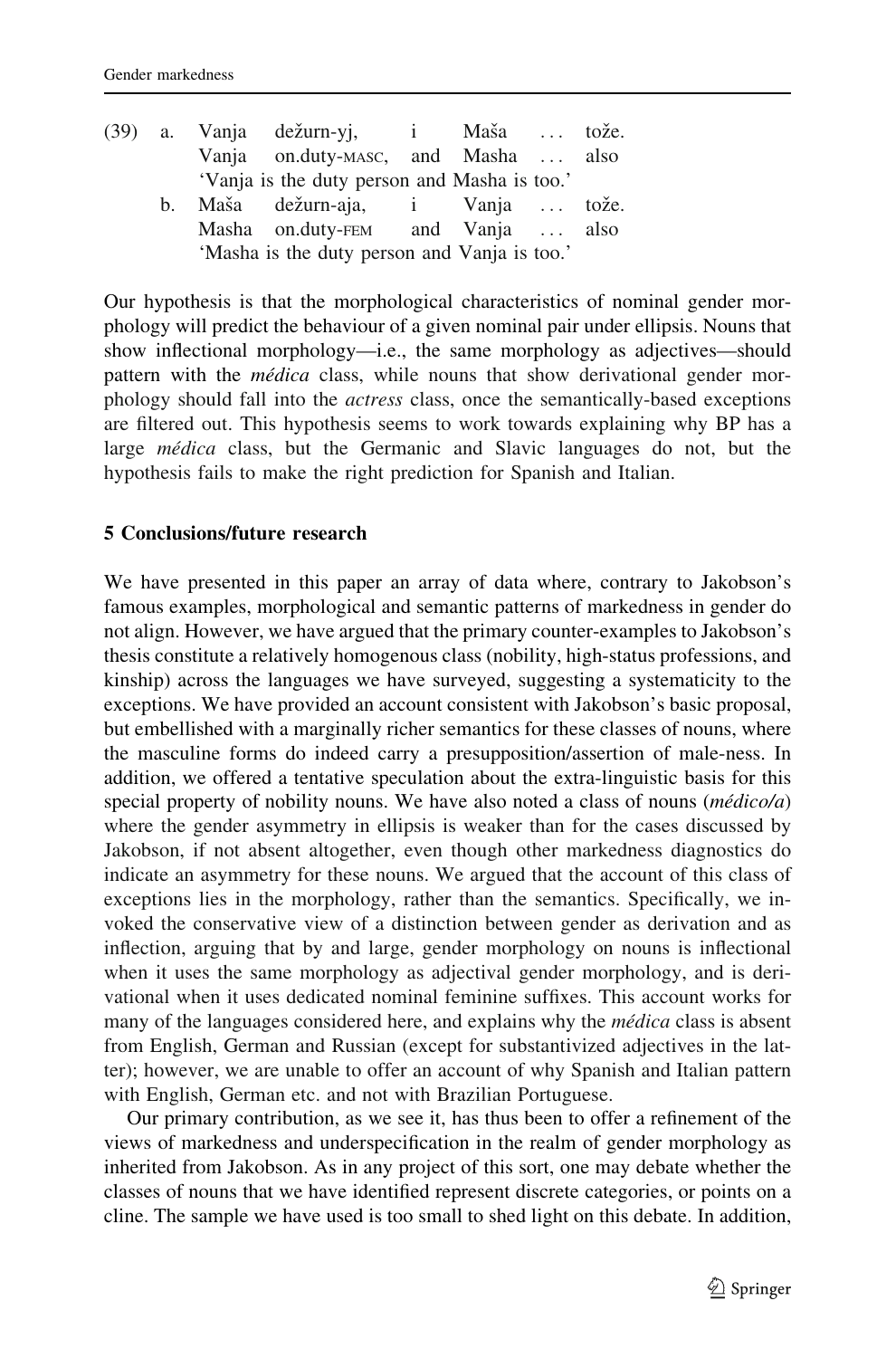(39) a. Vanja dežurn-yj, i Maša … tože.
   Vanja on.duty-MASC, and Masha … also
   'Vanja is the duty person and Masha is too.'

  b. Maša dežurn-aja, i Vanja … tože.
   Masha on.duty-FEM and Vanja … also
   'Masha is the duty person and Vanja is too.'

Our hypothesis is that the morphological characteristics of nominal gender morphology will predict the behaviour of a given nominal pair under ellipsis. Nouns that show inflectional morphology—i.e., the same morphology as adjectives—should pattern with the *médica* class, while nouns that show derivational gender morphology should fall into the *actress* class, once the semantically-based exceptions are filtered out. This hypothesis seems to work towards explaining why BP has a large *médica* class, but the Germanic and Slavic languages do not, but the hypothesis fails to make the right prediction for Spanish and Italian.

## 5 Conclusions/future research

We have presented in this paper an array of data where, contrary to Jakobson's famous examples, morphological and semantic patterns of markedness in gender do not align. However, we have argued that the primary counter-examples to Jakobson's thesis constitute a relatively homogenous class (nobility, high-status professions, and kinship) across the languages we have surveyed, suggesting a systematicity to the exceptions. We have provided an account consistent with Jakobson's basic proposal, but embellished with a marginally richer semantics for these classes of nouns, where the masculine forms do indeed carry a presupposition/assertion of male-ness. In addition, we offered a tentative speculation about the extra-linguistic basis for this special property of nobility nouns. We have also noted a class of nouns (*médico/a*) where the gender asymmetry in ellipsis is weaker than for the cases discussed by Jakobson, if not absent altogether, even though other markedness diagnostics do indicate an asymmetry for these nouns. We argued that the account of this class of exceptions lies in the morphology, rather than the semantics. Specifically, we invoked the conservative view of a distinction between gender as derivation and as inflection, arguing that by and large, gender morphology on nouns is inflectional when it uses the same morphology as adjectival gender morphology, and is derivational when it uses dedicated nominal feminine suffixes. This account works for many of the languages considered here, and explains why the *médica* class is absent from English, German and Russian (except for substantivized adjectives in the latter); however, we are unable to offer an account of why Spanish and Italian pattern with English, German etc. and not with Brazilian Portuguese.

Our primary contribution, as we see it, has thus been to offer a refinement of the views of markedness and underspecification in the realm of gender morphology as inherited from Jakobson. As in any project of this sort, one may debate whether the classes of nouns that we have identified represent discrete categories, or points on a cline. The sample we have used is too small to shed light on this debate. In addition,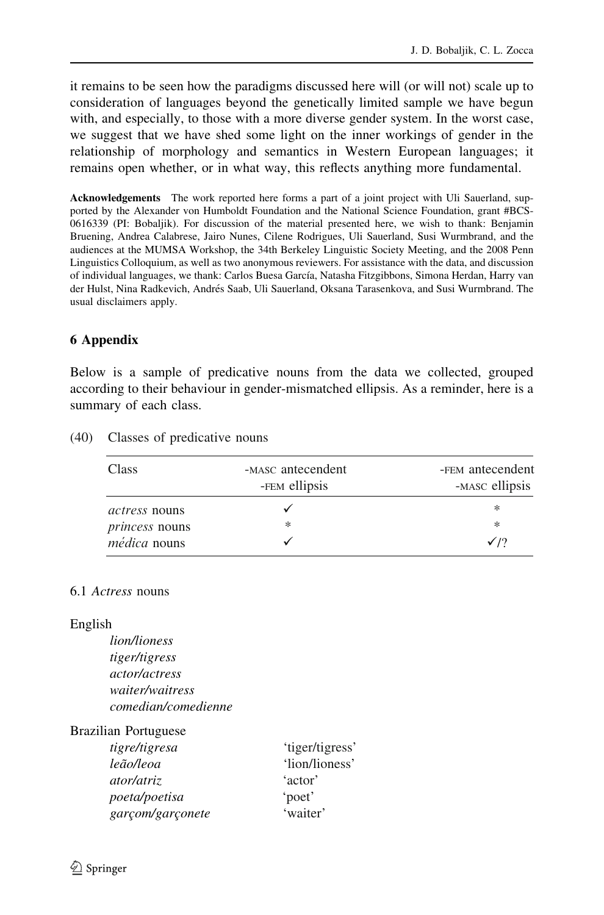it remains to be seen how the paradigms discussed here will (or will not) scale up to consideration of languages beyond the genetically limited sample we have begun with, and especially, to those with a more diverse gender system. In the worst case, we suggest that we have shed some light on the inner workings of gender in the relationship of morphology and semantics in Western European languages; it remains open whether, or in what way, this reflects anything more fundamental.

**Acknowledgements** The work reported here forms a part of a joint project with Uli Sauerland, supported by the Alexander von Humboldt Foundation and the National Science Foundation, grant #BCS-0616339 (PI: Bobaljik). For discussion of the material presented here, we wish to thank: Benjamin Bruening, Andrea Calabrese, Jairo Nunes, Cilene Rodrigues, Uli Sauerland, Susi Wurmbrand, and the audiences at the MUMSA Workshop, the 34th Berkeley Linguistic Society Meeting, and the 2008 Penn Linguistics Colloquium, as well as two anonymous reviewers. For assistance with the data, and discussion of individual languages, we thank: Carlos Buesa García, Natasha Fitzgibbons, Simona Herdan, Harry van der Hulst, Nina Radkevich, Andrés Saab, Uli Sauerland, Oksana Tarasenkova, and Susi Wurmbrand. The usual disclaimers apply.

## 6 Appendix

Below is a sample of predicative nouns from the data we collected, grouped according to their behaviour in gender-mismatched ellipsis. As a reminder, here is a summary of each class.

(40) Classes of predicative nouns

| Class | -MASC antecendent -FEM ellipsis | -FEM antecendent -MASC ellipsis |
|---|---|---|
| *actress* nouns | ✓ | * |
| *princess* nouns | * | * |
| *médica* nouns | ✓ | ✓/? |

### 6.1 *Actress* nouns

English

*lion/lioness*
*tiger/tigress*
*actor/actress*
*waiter/waitress*
*comedian/comedienne*

Brazilian Portuguese

| | |
|---|---|
| *tigre/tigresa* | 'tiger/tigress' |
| *leão/leoa* | 'lion/lioness' |
| *ator/atriz* | 'actor' |
| *poeta/poetisa* | 'poet' |
| *garçom/garçonete* | 'waiter' |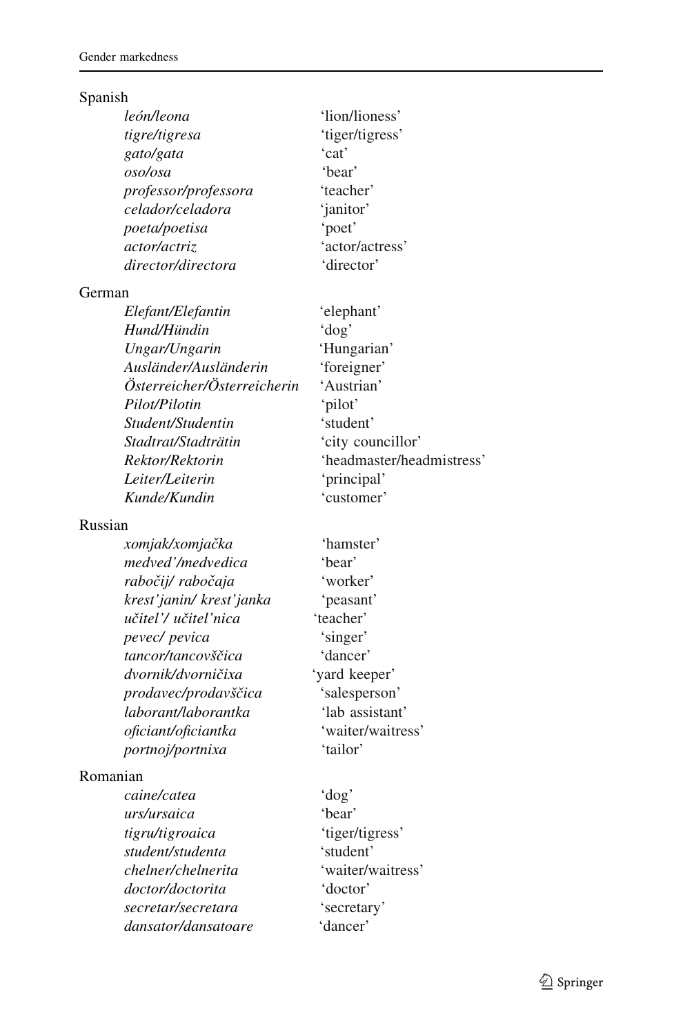Spanish

| | |
|---|---|
| *león/leona* | 'lion/lioness' |
| *tigre/tigresa* | 'tiger/tigress' |
| *gato/gata* | 'cat' |
| *oso/osa* | 'bear' |
| *professor/professora* | 'teacher' |
| *celador/celadora* | 'janitor' |
| *poeta/poetisa* | 'poet' |
| *actor/actriz* | 'actor/actress' |
| *director/directora* | 'director' |

German

| | |
|---|---|
| *Elefant/Elefantin* | 'elephant' |
| *Hund/Hündin* | 'dog' |
| *Ungar/Ungarin* | 'Hungarian' |
| *Ausländer/Ausländerin* | 'foreigner' |
| *Österreicher/Österreicherin* | 'Austrian' |
| *Pilot/Pilotin* | 'pilot' |
| *Student/Studentin* | 'student' |
| *Stadtrat/Stadträtin* | 'city councillor' |
| *Rektor/Rektorin* | 'headmaster/headmistress' |
| *Leiter/Leiterin* | 'principal' |
| *Kunde/Kundin* | 'customer' |

Russian

| | |
|---|---|
| *xomjak/xomjačka* | 'hamster' |
| *medved'/medvedica* | 'bear' |
| *rabočij/ rabočaja* | 'worker' |
| *krest'janin/ krest'janka* | 'peasant' |
| *učitel'/ učitel'nica* | 'teacher' |
| *pevec/ pevica* | 'singer' |
| *tancor/tancovščica* | 'dancer' |
| *dvornik/dvorničixa* | 'yard keeper' |
| *prodavec/prodavščica* | 'salesperson' |
| *laborant/laborantka* | 'lab assistant' |
| *oficiant/oficiantka* | 'waiter/waitress' |
| *portnoj/portnixa* | 'tailor' |

Romanian

| | |
|---|---|
| *caine/catea* | 'dog' |
| *urs/ursaica* | 'bear' |
| *tigru/tigroaica* | 'tiger/tigress' |
| *student/studenta* | 'student' |
| *chelner/chelnerita* | 'waiter/waitress' |
| *doctor/doctorita* | 'doctor' |
| *secretar/secretara* | 'secretary' |
| *dansator/dansatoare* | 'dancer' |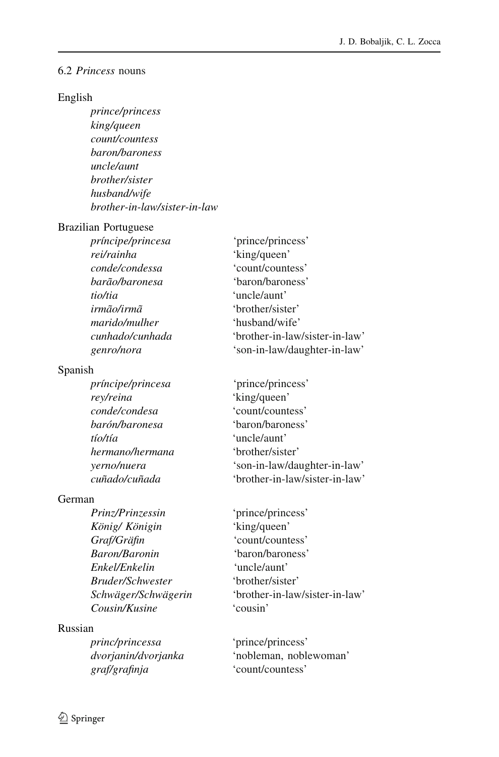### 6.2 *Princess* nouns

English

| | |
|---|---|
| *prince/princess* | |
| *king/queen* | |
| *count/countess* | |
| *baron/baroness* | |
| *uncle/aunt* | |
| *brother/sister* | |
| *husband/wife* | |
| *brother-in-law/sister-in-law* | |

Brazilian Portuguese

| | |
|---|---|
| *príncipe/princesa* | 'prince/princess' |
| *rei/rainha* | 'king/queen' |
| *conde/condessa* | 'count/countess' |
| *barão/baronesa* | 'baron/baroness' |
| *tio/tia* | 'uncle/aunt' |
| *irmão/irmã* | 'brother/sister' |
| *marido/mulher* | 'husband/wife' |
| *cunhado/cunhada* | 'brother-in-law/sister-in-law' |
| *genro/nora* | 'son-in-law/daughter-in-law' |

Spanish

| | |
|---|---|
| *príncipe/princesa* | 'prince/princess' |
| *rey/reina* | 'king/queen' |
| *conde/condesa* | 'count/countess' |
| *barón/baronesa* | 'baron/baroness' |
| *tío/tía* | 'uncle/aunt' |
| *hermano/hermana* | 'brother/sister' |
| *yerno/nuera* | 'son-in-law/daughter-in-law' |
| *cuñado/cuñada* | 'brother-in-law/sister-in-law' |

German

| | |
|---|---|
| *Prinz/Prinzessin* | 'prince/princess' |
| *König/ Königin* | 'king/queen' |
| *Graf/Gräfin* | 'count/countess' |
| *Baron/Baronin* | 'baron/baroness' |
| *Enkel/Enkelin* | 'uncle/aunt' |
| *Bruder/Schwester* | 'brother/sister' |
| *Schwäger/Schwägerin* | 'brother-in-law/sister-in-law' |
| *Cousin/Kusine* | 'cousin' |

Russian

| | |
|---|---|
| *princ/princessa* | 'prince/princess' |
| *dvorjanin/dvorjanka* | 'nobleman, noblewoman' |
| *graf/grafinja* | 'count/countess' |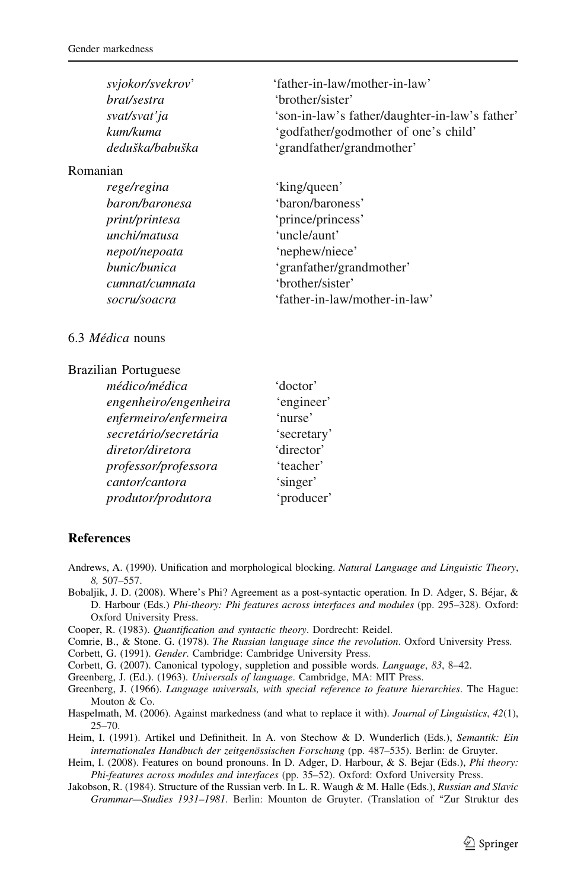| | |
|---|---|
| *svjokor/svekrov'* | 'father-in-law/mother-in-law' |
| *brat/sestra* | 'brother/sister' |
| *svat/svat'ja* | 'son-in-law's father/daughter-in-law's father' |
| *kum/kuma* | 'godfather/godmother of one's child' |
| *deduška/babuška* | 'grandfather/grandmother' |

Romanian

| | |
|---|---|
| *rege/regina* | 'king/queen' |
| *baron/baronesa* | 'baron/baroness' |
| *print/printesa* | 'prince/princess' |
| *unchi/matusa* | 'uncle/aunt' |
| *nepot/nepoata* | 'nephew/niece' |
| *bunic/bunica* | 'granfather/grandmother' |
| *cumnat/cumnata* | 'brother/sister' |
| *socru/soacra* | 'father-in-law/mother-in-law' |

### 6.3 *Médica* nouns

Brazilian Portuguese

| | |
|---|---|
| *médico/médica* | 'doctor' |
| *engenheiro/engenheira* | 'engineer' |
| *enfermeiro/enfermeira* | 'nurse' |
| *secretário/secretária* | 'secretary' |
| *diretor/diretora* | 'director' |
| *professor/professora* | 'teacher' |
| *cantor/cantora* | 'singer' |
| *produtor/produtora* | 'producer' |

## References

Andrews, A. (1990). Unification and morphological blocking. *Natural Language and Linguistic Theory*, *8*, 507–557.

Bobaljik, J. D. (2008). Where's Phi? Agreement as a post-syntactic operation. In D. Adger, S. Béjar, & D. Harbour (Eds.) *Phi-theory: Phi features across interfaces and modules* (pp. 295–328). Oxford: Oxford University Press.

Cooper, R. (1983). *Quantification and syntactic theory*. Dordrecht: Reidel.

Comrie, B., & Stone. G. (1978). *The Russian language since the revolution*. Oxford University Press.

Corbett, G. (1991). *Gender*. Cambridge: Cambridge University Press.

Corbett, G. (2007). Canonical typology, suppletion and possible words. *Language*, *83*, 8–42.

Greenberg, J. (Ed.). (1963). *Universals of language*. Cambridge, MA: MIT Press.

Greenberg, J. (1966). *Language universals, with special reference to feature hierarchies*. The Hague: Mouton & Co.

Haspelmath, M. (2006). Against markedness (and what to replace it with). *Journal of Linguistics*, *42*(1), 25–70.

Heim, I. (1991). Artikel und Definitheit. In A. von Stechow & D. Wunderlich (Eds.), *Semantik: Ein internationales Handbuch der zeitgenössischen Forschung* (pp. 487–535). Berlin: de Gruyter.

Heim, I. (2008). Features on bound pronouns. In D. Adger, D. Harbour, & S. Bejar (Eds.), *Phi theory: Phi-features across modules and interfaces* (pp. 35–52). Oxford: Oxford University Press.

Jakobson, R. (1984). Structure of the Russian verb. In L. R. Waugh & M. Halle (Eds.), *Russian and Slavic Grammar—Studies 1931–1981*. Berlin: Mounton de Gruyter. (Translation of "Zur Struktur des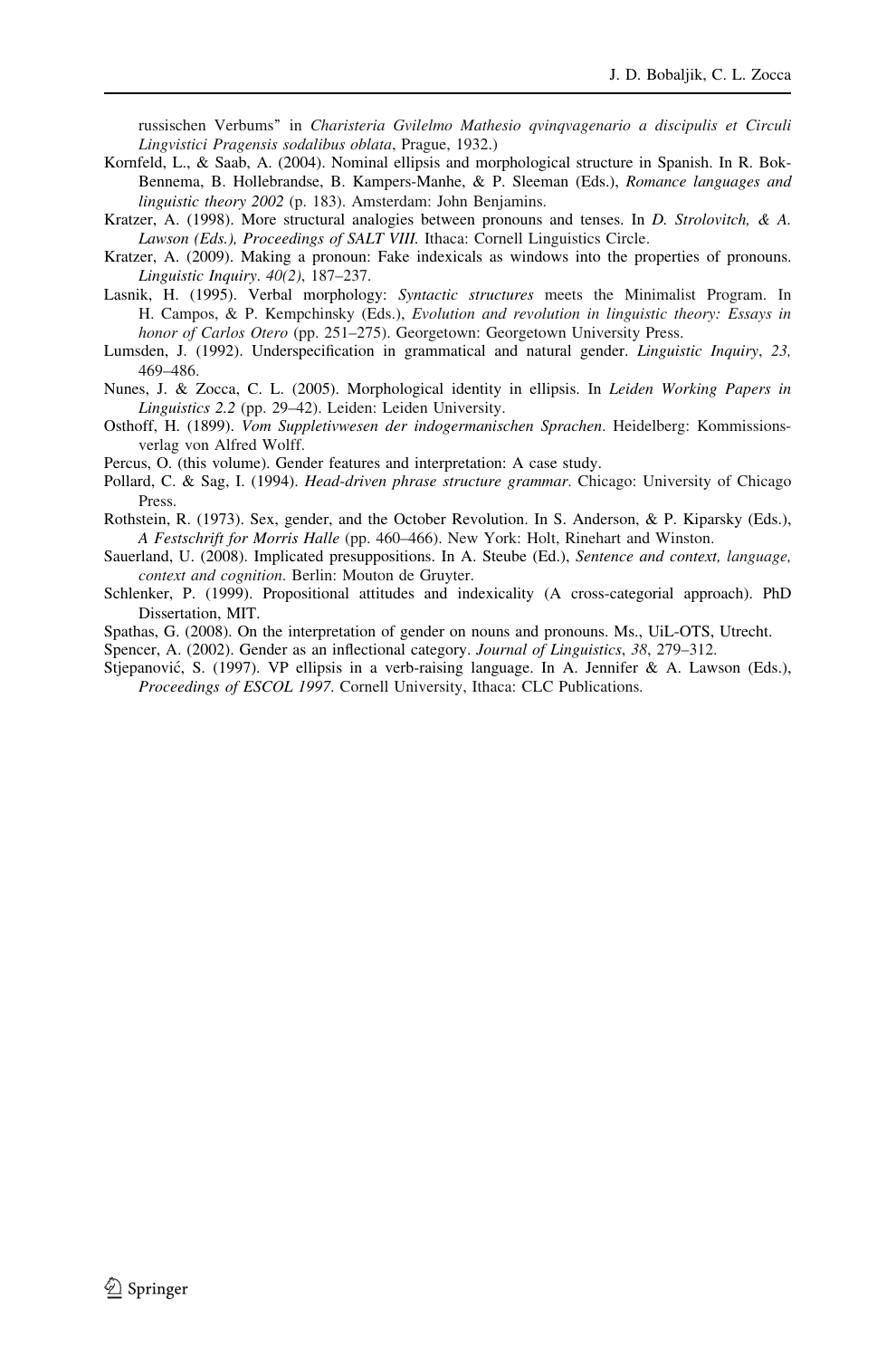russischen Verbums" in *Charisteria Gvilelmo Mathesio qvinqvagenario a discipulis et Circuli Lingvistici Pragensis sodalibus oblata*, Prague, 1932.)

Kornfeld, L., & Saab, A. (2004). Nominal ellipsis and morphological structure in Spanish. In R. Bok-Bennema, B. Hollebrandse, B. Kampers-Manhe, & P. Sleeman (Eds.), *Romance languages and linguistic theory 2002* (p. 183). Amsterdam: John Benjamins.

Kratzer, A. (1998). More structural analogies between pronouns and tenses. In *D. Strolovitch, & A. Lawson (Eds.), Proceedings of SALT VIII*. Ithaca: Cornell Linguistics Circle.

Kratzer, A. (2009). Making a pronoun: Fake indexicals as windows into the properties of pronouns. *Linguistic Inquiry*. *40(2)*, 187–237.

Lasnik, H. (1995). Verbal morphology: *Syntactic structures* meets the Minimalist Program. In H. Campos, & P. Kempchinsky (Eds.), *Evolution and revolution in linguistic theory: Essays in honor of Carlos Otero* (pp. 251–275). Georgetown: Georgetown University Press.

Lumsden, J. (1992). Underspecification in grammatical and natural gender. *Linguistic Inquiry*, *23,* 469–486.

Nunes, J. & Zocca, C. L. (2005). Morphological identity in ellipsis. In *Leiden Working Papers in Linguistics 2.2* (pp. 29–42). Leiden: Leiden University.

Osthoff, H. (1899). *Vom Suppletivwesen der indogermanischen Sprachen*. Heidelberg: Kommissionsverlag von Alfred Wolff.

Percus, O. (this volume). Gender features and interpretation: A case study.

Pollard, C. & Sag, I. (1994). *Head-driven phrase structure grammar*. Chicago: University of Chicago Press.

Rothstein, R. (1973). Sex, gender, and the October Revolution. In S. Anderson, & P. Kiparsky (Eds.), *A Festschrift for Morris Halle* (pp. 460–466). New York: Holt, Rinehart and Winston.

Sauerland, U. (2008). Implicated presuppositions. In A. Steube (Ed.), *Sentence and context, language, context and cognition*. Berlin: Mouton de Gruyter.

Schlenker, P. (1999). Propositional attitudes and indexicality (A cross-categorial approach). PhD Dissertation, MIT.

Spathas, G. (2008). On the interpretation of gender on nouns and pronouns. Ms., UiL-OTS, Utrecht.

Spencer, A. (2002). Gender as an inflectional category. *Journal of Linguistics*, *38*, 279–312.

Stjepanović, S. (1997). VP ellipsis in a verb-raising language. In A. Jennifer & A. Lawson (Eds.), *Proceedings of ESCOL 1997*. Cornell University, Ithaca: CLC Publications.